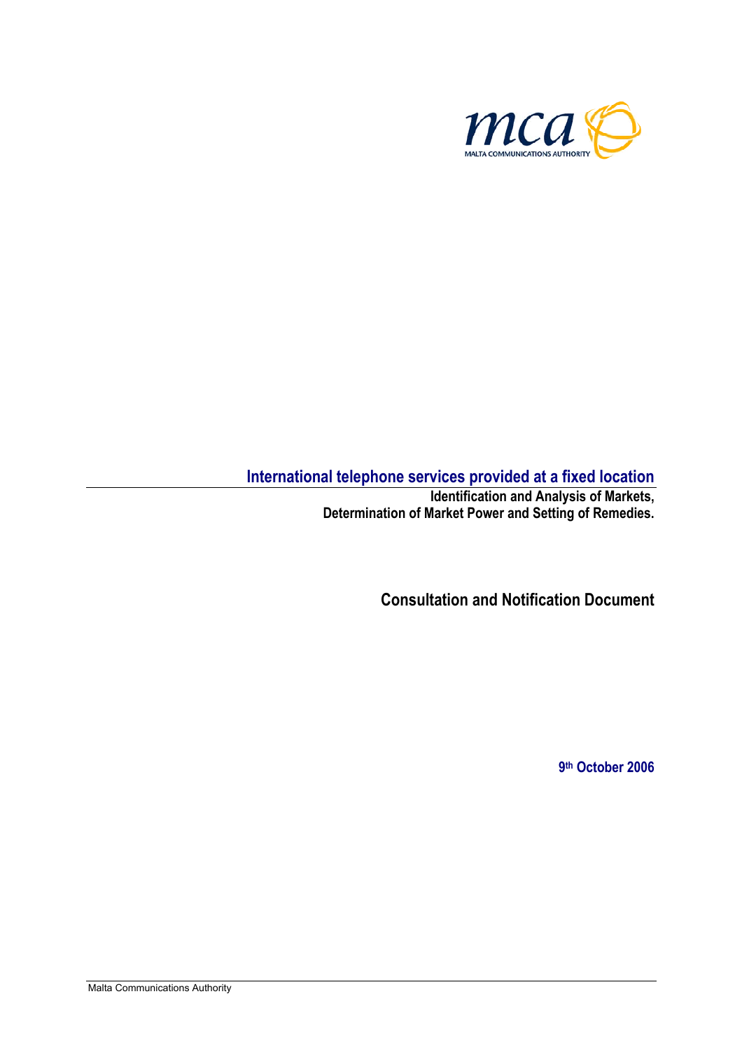# International telephone services provided at a fixed location

**Identification and Analysis of Markets, Determination of Market Power and Setting of Remedies.**

## Consultation and Notification Document

**9th October 2006**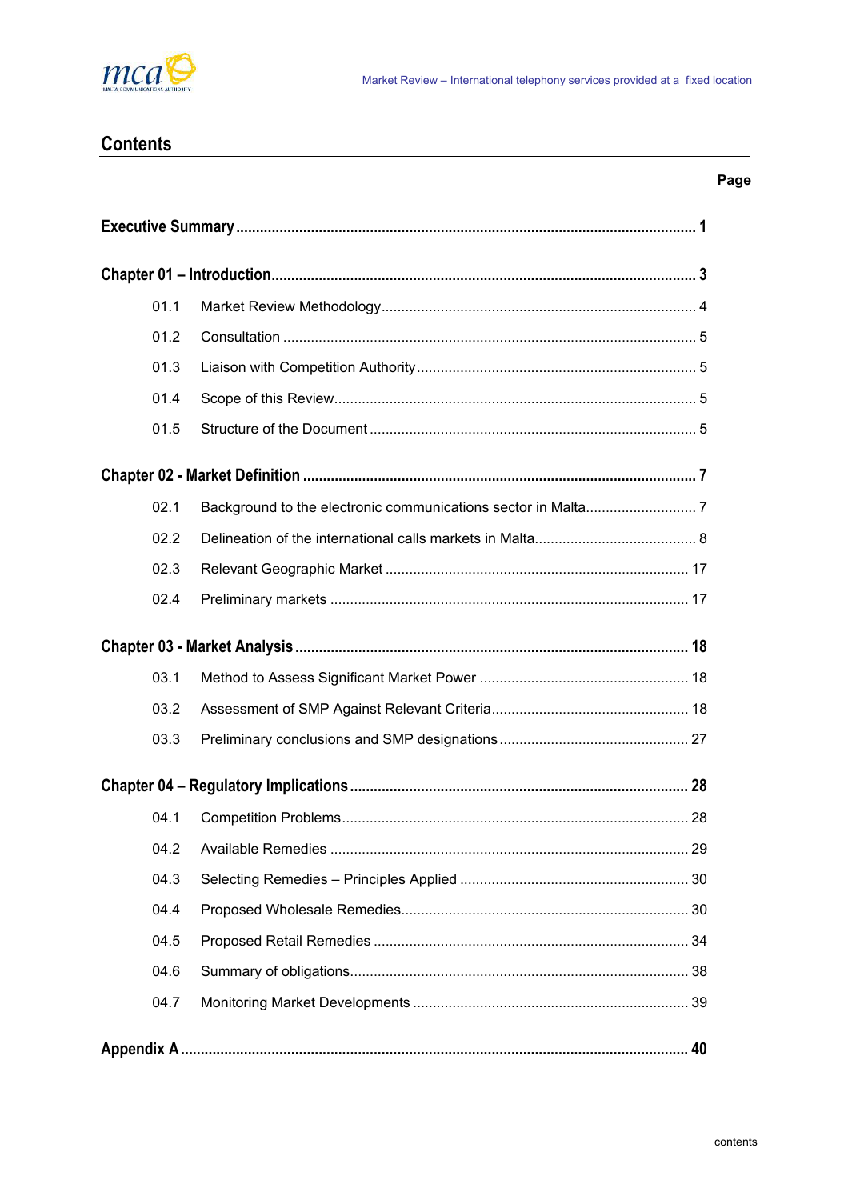# Contents

Page

**Executive Summary .................................................................................................. 1**

**Chapter 01 – Introduction....................................................................................... 3**

01.1 Market Review Methodology........................................................................ 4

01.2 Consultation ................................................................................................. 5

01.3 Liaison with Competition Authority................................................................ 5

01.4 Scope of this Review.................................................................................... 5

01.5 Structure of the Document ........................................................................... 5

**Chapter 02 - Market Definition ............................................................................... 7**

02.1 Background to the electronic communications sector in Malta..................... 7

02.2 Delineation of the international calls markets in Malta.................................. 8

02.3 Relevant Geographic Market ..................................................................... 17

02.4 Preliminary markets ................................................................................... 17

**Chapter 03 - Market Analysis ............................................................................... 18**

03.1 Method to Assess Significant Market Power .............................................. 18

03.2 Assessment of SMP Against Relevant Criteria........................................... 18

03.3 Preliminary conclusions and SMP designations ......................................... 27

**Chapter 04 – Regulatory Implications ................................................................. 28**

04.1 Competition Problems................................................................................. 28

04.2 Available Remedies ................................................................................... 29

04.3 Selecting Remedies – Principles Applied ................................................... 30

04.4 Proposed Wholesale Remedies.................................................................. 30

04.5 Proposed Retail Remedies ......................................................................... 34

04.6 Summary of obligations............................................................................... 38

04.7 Monitoring Market Developments ............................................................... 39

**Appendix A ............................................................................................................. 40**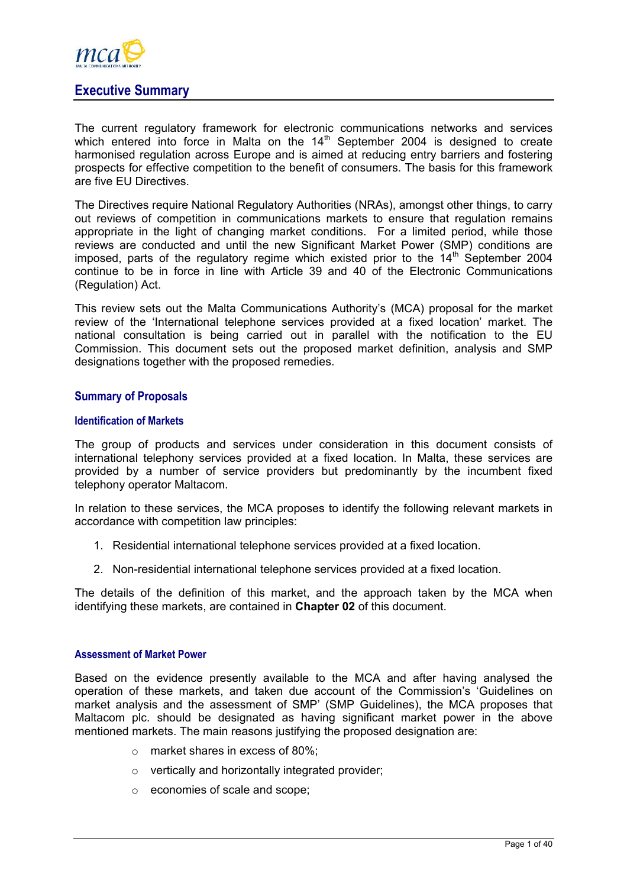# Executive Summary

The current regulatory framework for electronic communications networks and services which entered into force in Malta on the 14th September 2004 is designed to create harmonised regulation across Europe and is aimed at reducing entry barriers and fostering prospects for effective competition to the benefit of consumers. The basis for this framework are five EU Directives.

The Directives require National Regulatory Authorities (NRAs), amongst other things, to carry out reviews of competition in communications markets to ensure that regulation remains appropriate in the light of changing market conditions. For a limited period, while those reviews are conducted and until the new Significant Market Power (SMP) conditions are imposed, parts of the regulatory regime which existed prior to the 14th September 2004 continue to be in force in line with Article 39 and 40 of the Electronic Communications (Regulation) Act.

This review sets out the Malta Communications Authority's (MCA) proposal for the market review of the 'International telephone services provided at a fixed location' market. The national consultation is being carried out in parallel with the notification to the EU Commission. This document sets out the proposed market definition, analysis and SMP designations together with the proposed remedies.

## Summary of Proposals

### Identification of Markets

The group of products and services under consideration in this document consists of international telephony services provided at a fixed location. In Malta, these services are provided by a number of service providers but predominantly by the incumbent fixed telephony operator Maltacom.

In relation to these services, the MCA proposes to identify the following relevant markets in accordance with competition law principles:

1. Residential international telephone services provided at a fixed location.
2. Non-residential international telephone services provided at a fixed location.

The details of the definition of this market, and the approach taken by the MCA when identifying these markets, are contained in **Chapter 02** of this document.

### Assessment of Market Power

Based on the evidence presently available to the MCA and after having analysed the operation of these markets, and taken due account of the Commission's 'Guidelines on market analysis and the assessment of SMP' (SMP Guidelines), the MCA proposes that Maltacom plc. should be designated as having significant market power in the above mentioned markets. The main reasons justifying the proposed designation are:

- market shares in excess of 80%;
- vertically and horizontally integrated provider;
- economies of scale and scope;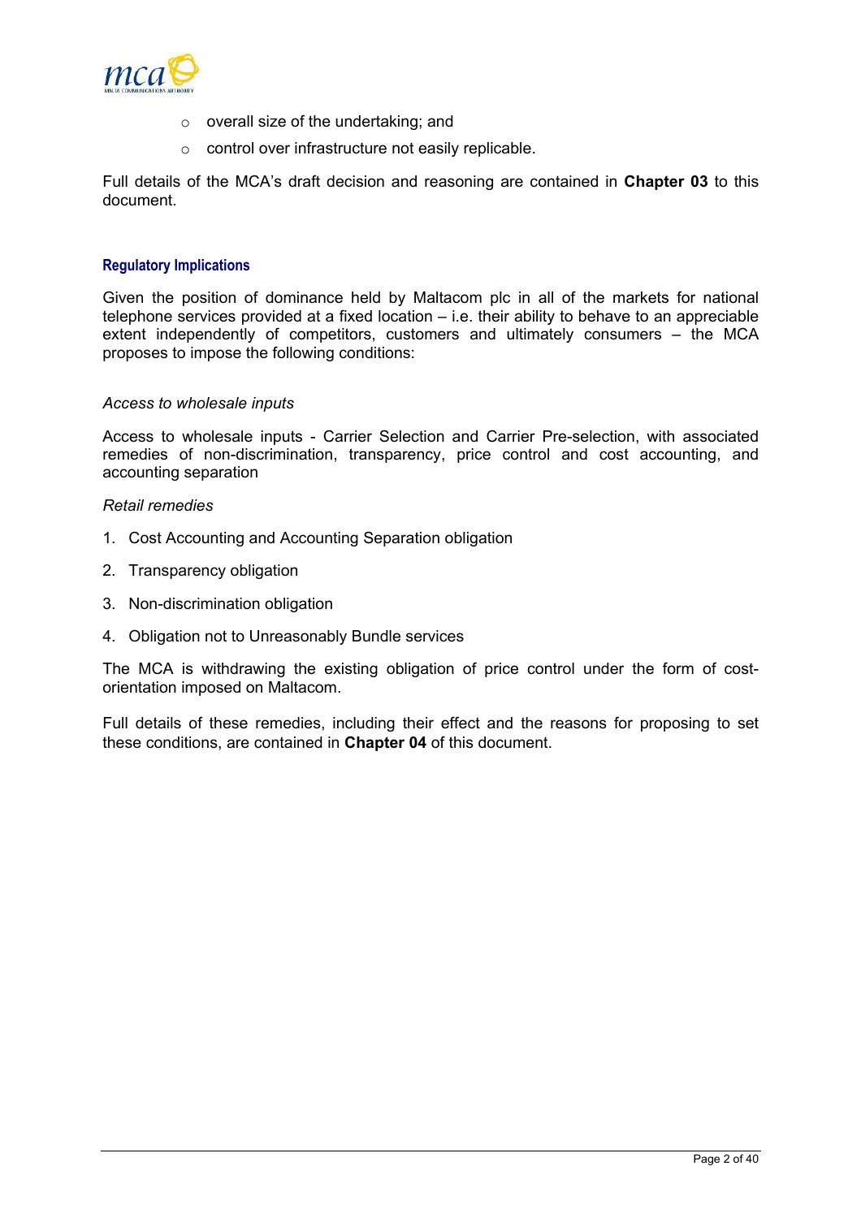- overall size of the undertaking; and
- control over infrastructure not easily replicable.

Full details of the MCA's draft decision and reasoning are contained in **Chapter 03** to this document.

### Regulatory Implications

Given the position of dominance held by Maltacom plc in all of the markets for national telephone services provided at a fixed location – i.e. their ability to behave to an appreciable extent independently of competitors, customers and ultimately consumers – the MCA proposes to impose the following conditions:

*Access to wholesale inputs*

Access to wholesale inputs - Carrier Selection and Carrier Pre-selection, with associated remedies of non-discrimination, transparency, price control and cost accounting, and accounting separation

*Retail remedies*

1. Cost Accounting and Accounting Separation obligation
2. Transparency obligation
3. Non-discrimination obligation
4. Obligation not to Unreasonably Bundle services

The MCA is withdrawing the existing obligation of price control under the form of cost-orientation imposed on Maltacom.

Full details of these remedies, including their effect and the reasons for proposing to set these conditions, are contained in **Chapter 04** of this document.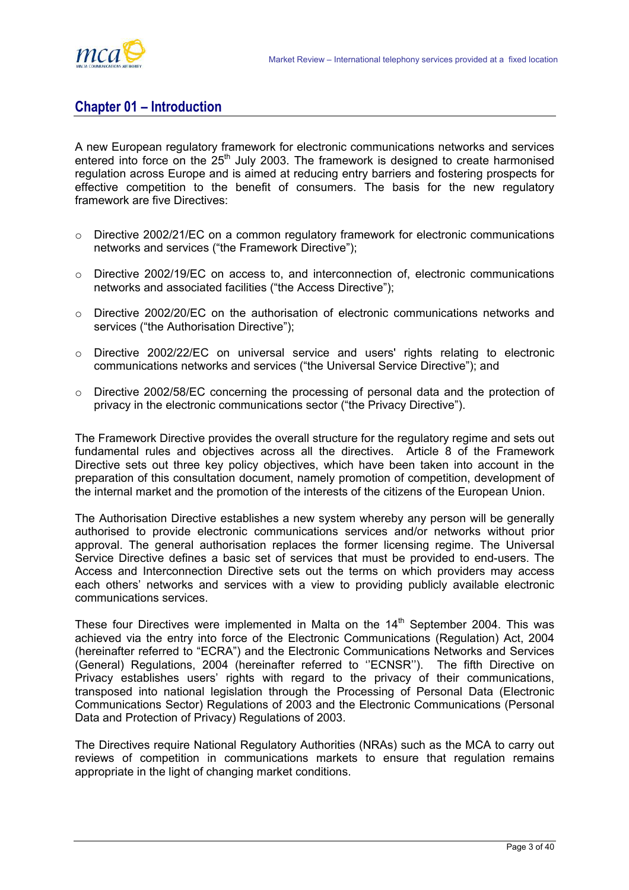## Chapter 01 – Introduction

A new European regulatory framework for electronic communications networks and services entered into force on the 25th July 2003. The framework is designed to create harmonised regulation across Europe and is aimed at reducing entry barriers and fostering prospects for effective competition to the benefit of consumers. The basis for the new regulatory framework are five Directives:

- Directive 2002/21/EC on a common regulatory framework for electronic communications networks and services ("the Framework Directive");
- Directive 2002/19/EC on access to, and interconnection of, electronic communications networks and associated facilities ("the Access Directive");
- Directive 2002/20/EC on the authorisation of electronic communications networks and services ("the Authorisation Directive");
- Directive 2002/22/EC on universal service and users' rights relating to electronic communications networks and services ("the Universal Service Directive"); and
- Directive 2002/58/EC concerning the processing of personal data and the protection of privacy in the electronic communications sector ("the Privacy Directive").

The Framework Directive provides the overall structure for the regulatory regime and sets out fundamental rules and objectives across all the directives. Article 8 of the Framework Directive sets out three key policy objectives, which have been taken into account in the preparation of this consultation document, namely promotion of competition, development of the internal market and the promotion of the interests of the citizens of the European Union.

The Authorisation Directive establishes a new system whereby any person will be generally authorised to provide electronic communications services and/or networks without prior approval. The general authorisation replaces the former licensing regime. The Universal Service Directive defines a basic set of services that must be provided to end-users. The Access and Interconnection Directive sets out the terms on which providers may access each others' networks and services with a view to providing publicly available electronic communications services.

These four Directives were implemented in Malta on the 14th September 2004. This was achieved via the entry into force of the Electronic Communications (Regulation) Act, 2004 (hereinafter referred to "ECRA") and the Electronic Communications Networks and Services (General) Regulations, 2004 (hereinafter referred to ''ECNSR''). The fifth Directive on Privacy establishes users' rights with regard to the privacy of their communications, transposed into national legislation through the Processing of Personal Data (Electronic Communications Sector) Regulations of 2003 and the Electronic Communications (Personal Data and Protection of Privacy) Regulations of 2003.

The Directives require National Regulatory Authorities (NRAs) such as the MCA to carry out reviews of competition in communications markets to ensure that regulation remains appropriate in the light of changing market conditions.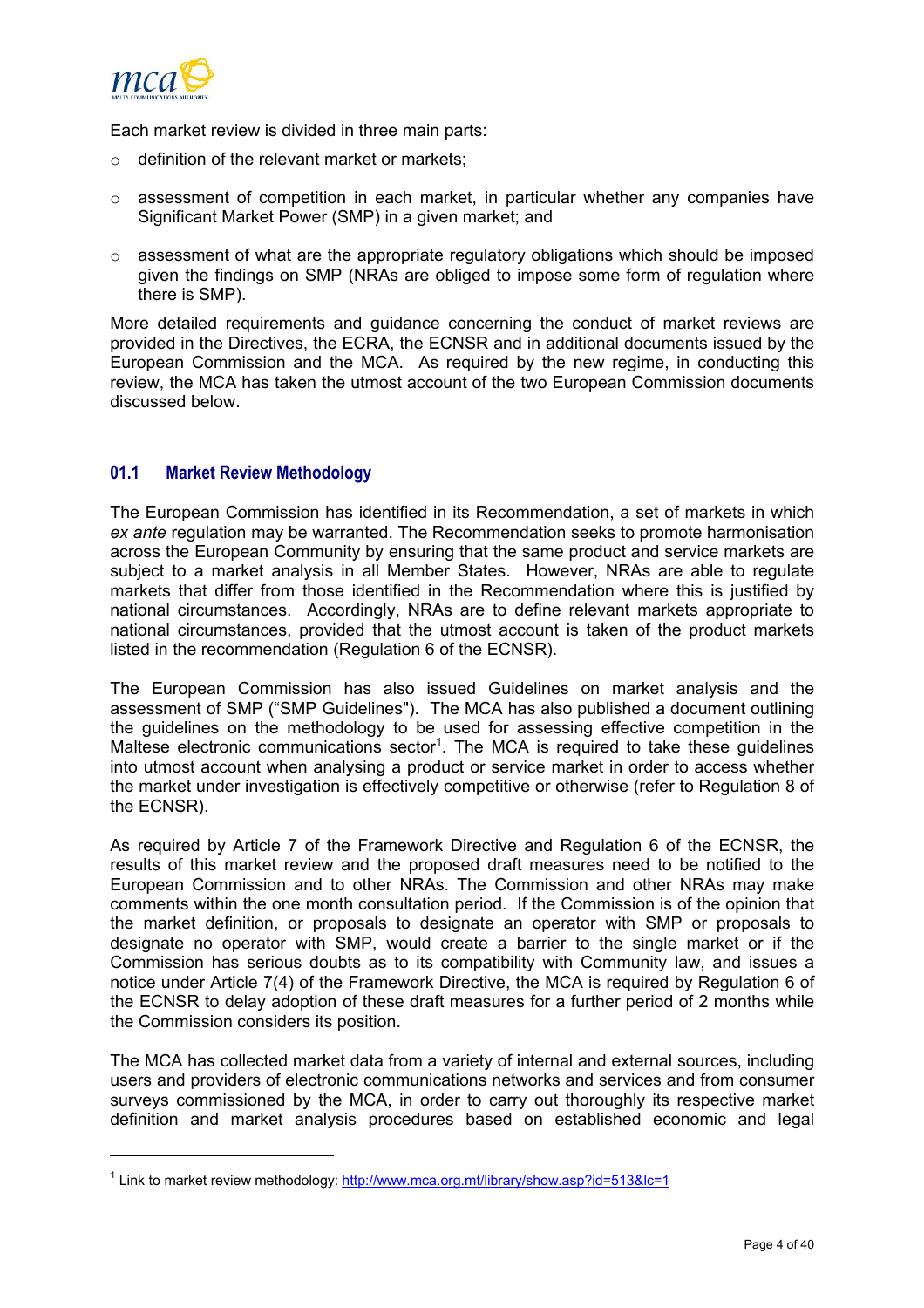Each market review is divided in three main parts:

- definition of the relevant market or markets;
- assessment of competition in each market, in particular whether any companies have Significant Market Power (SMP) in a given market; and
- assessment of what are the appropriate regulatory obligations which should be imposed given the findings on SMP (NRAs are obliged to impose some form of regulation where there is SMP).

More detailed requirements and guidance concerning the conduct of market reviews are provided in the Directives, the ECRA, the ECNSR and in additional documents issued by the European Commission and the MCA. As required by the new regime, in conducting this review, the MCA has taken the utmost account of the two European Commission documents discussed below.

## 01.1 Market Review Methodology

The European Commission has identified in its Recommendation, a set of markets in which *ex ante* regulation may be warranted. The Recommendation seeks to promote harmonisation across the European Community by ensuring that the same product and service markets are subject to a market analysis in all Member States. However, NRAs are able to regulate markets that differ from those identified in the Recommendation where this is justified by national circumstances. Accordingly, NRAs are to define relevant markets appropriate to national circumstances, provided that the utmost account is taken of the product markets listed in the recommendation (Regulation 6 of the ECNSR).

The European Commission has also issued Guidelines on market analysis and the assessment of SMP ("SMP Guidelines"). The MCA has also published a document outlining the guidelines on the methodology to be used for assessing effective competition in the Maltese electronic communications sector[1]. The MCA is required to take these guidelines into utmost account when analysing a product or service market in order to access whether the market under investigation is effectively competitive or otherwise (refer to Regulation 8 of the ECNSR).

As required by Article 7 of the Framework Directive and Regulation 6 of the ECNSR, the results of this market review and the proposed draft measures need to be notified to the European Commission and to other NRAs. The Commission and other NRAs may make comments within the one month consultation period. If the Commission is of the opinion that the market definition, or proposals to designate an operator with SMP or proposals to designate no operator with SMP, would create a barrier to the single market or if the Commission has serious doubts as to its compatibility with Community law, and issues a notice under Article 7(4) of the Framework Directive, the MCA is required by Regulation 6 of the ECNSR to delay adoption of these draft measures for a further period of 2 months while the Commission considers its position.

The MCA has collected market data from a variety of internal and external sources, including users and providers of electronic communications networks and services and from consumer surveys commissioned by the MCA, in order to carry out thoroughly its respective market definition and market analysis procedures based on established economic and legal

---

[1] Link to market review methodology: http://www.mca.org.mt/library/show.asp?id=513&lc=1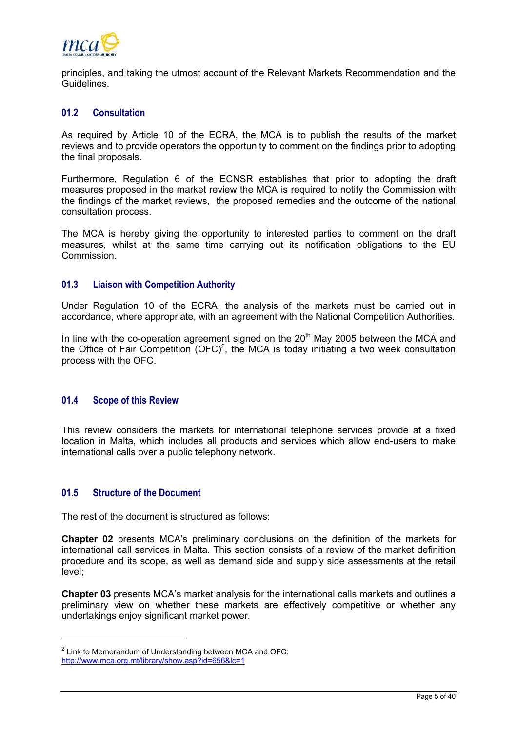principles, and taking the utmost account of the Relevant Markets Recommendation and the Guidelines.

### 01.2 Consultation

As required by Article 10 of the ECRA, the MCA is to publish the results of the market reviews and to provide operators the opportunity to comment on the findings prior to adopting the final proposals.

Furthermore, Regulation 6 of the ECNSR establishes that prior to adopting the draft measures proposed in the market review the MCA is required to notify the Commission with the findings of the market reviews, the proposed remedies and the outcome of the national consultation process.

The MCA is hereby giving the opportunity to interested parties to comment on the draft measures, whilst at the same time carrying out its notification obligations to the EU Commission.

### 01.3 Liaison with Competition Authority

Under Regulation 10 of the ECRA, the analysis of the markets must be carried out in accordance, where appropriate, with an agreement with the National Competition Authorities.

In line with the co-operation agreement signed on the 20th May 2005 between the MCA and the Office of Fair Competition (OFC)[2], the MCA is today initiating a two week consultation process with the OFC.

### 01.4 Scope of this Review

This review considers the markets for international telephone services provide at a fixed location in Malta, which includes all products and services which allow end-users to make international calls over a public telephony network.

### 01.5 Structure of the Document

The rest of the document is structured as follows:

**Chapter 02** presents MCA's preliminary conclusions on the definition of the markets for international call services in Malta. This section consists of a review of the market definition procedure and its scope, as well as demand side and supply side assessments at the retail level;

**Chapter 03** presents MCA's market analysis for the international calls markets and outlines a preliminary view on whether these markets are effectively competitive or whether any undertakings enjoy significant market power.

---

[2] Link to Memorandum of Understanding between MCA and OFC: http://www.mca.org.mt/library/show.asp?id=656&lc=1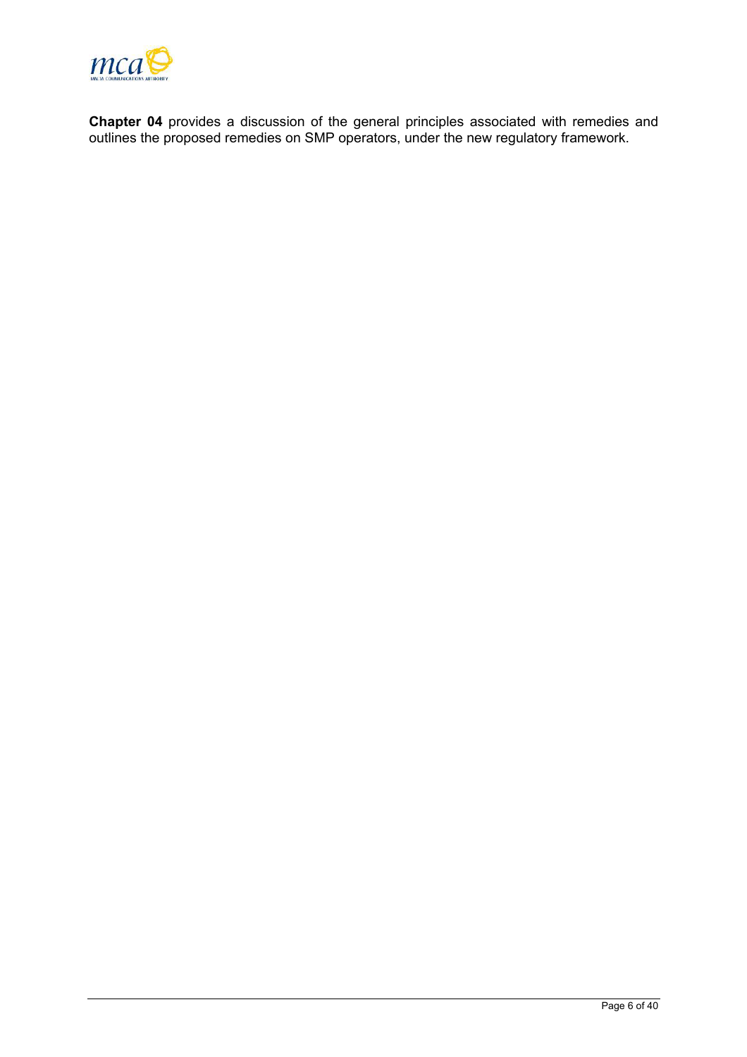**Chapter 04** provides a discussion of the general principles associated with remedies and outlines the proposed remedies on SMP operators, under the new regulatory framework.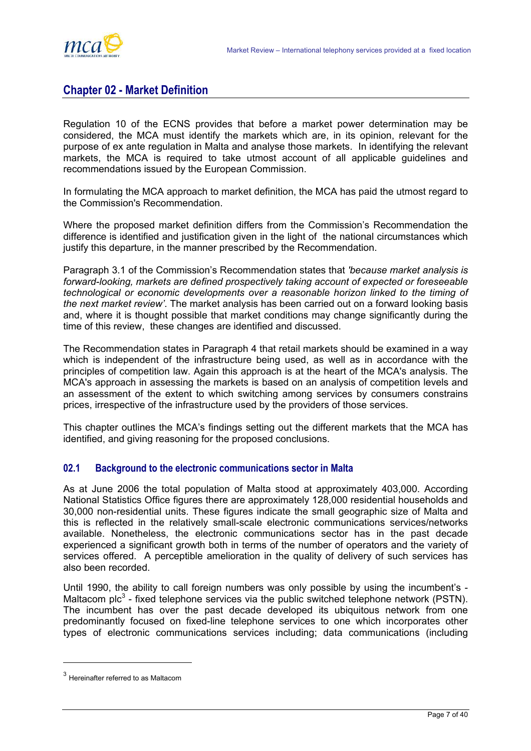## Chapter 02 - Market Definition

Regulation 10 of the ECNS provides that before a market power determination may be considered, the MCA must identify the markets which are, in its opinion, relevant for the purpose of ex ante regulation in Malta and analyse those markets. In identifying the relevant markets, the MCA is required to take utmost account of all applicable guidelines and recommendations issued by the European Commission.

In formulating the MCA approach to market definition, the MCA has paid the utmost regard to the Commission's Recommendation.

Where the proposed market definition differs from the Commission's Recommendation the difference is identified and justification given in the light of the national circumstances which justify this departure, in the manner prescribed by the Recommendation.

Paragraph 3.1 of the Commission's Recommendation states that *'because market analysis is forward-looking, markets are defined prospectively taking account of expected or foreseeable technological or economic developments over a reasonable horizon linked to the timing of the next market review'*. The market analysis has been carried out on a forward looking basis and, where it is thought possible that market conditions may change significantly during the time of this review, these changes are identified and discussed.

The Recommendation states in Paragraph 4 that retail markets should be examined in a way which is independent of the infrastructure being used, as well as in accordance with the principles of competition law. Again this approach is at the heart of the MCA's analysis. The MCA's approach in assessing the markets is based on an analysis of competition levels and an assessment of the extent to which switching among services by consumers constrains prices, irrespective of the infrastructure used by the providers of those services.

This chapter outlines the MCA's findings setting out the different markets that the MCA has identified, and giving reasoning for the proposed conclusions.

### 02.1 Background to the electronic communications sector in Malta

As at June 2006 the total population of Malta stood at approximately 403,000. According National Statistics Office figures there are approximately 128,000 residential households and 30,000 non-residential units. These figures indicate the small geographic size of Malta and this is reflected in the relatively small-scale electronic communications services/networks available. Nonetheless, the electronic communications sector has in the past decade experienced a significant growth both in terms of the number of operators and the variety of services offered. A perceptible amelioration in the quality of delivery of such services has also been recorded.

Until 1990, the ability to call foreign numbers was only possible by using the incumbent's - Maltacom plc[3] - fixed telephone services via the public switched telephone network (PSTN). The incumbent has over the past decade developed its ubiquitous network from one predominantly focused on fixed-line telephone services to one which incorporates other types of electronic communications services including; data communications (including

[3] Hereinafter referred to as Maltacom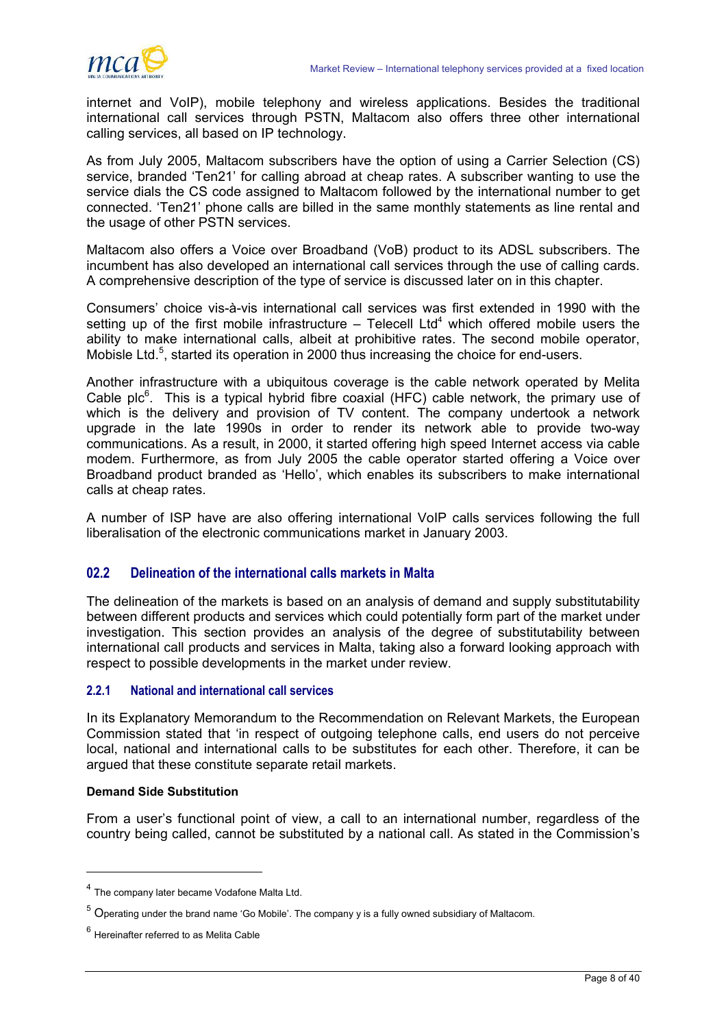internet and VoIP), mobile telephony and wireless applications. Besides the traditional international call services through PSTN, Maltacom also offers three other international calling services, all based on IP technology.

As from July 2005, Maltacom subscribers have the option of using a Carrier Selection (CS) service, branded 'Ten21' for calling abroad at cheap rates. A subscriber wanting to use the service dials the CS code assigned to Maltacom followed by the international number to get connected. 'Ten21' phone calls are billed in the same monthly statements as line rental and the usage of other PSTN services.

Maltacom also offers a Voice over Broadband (VoB) product to its ADSL subscribers. The incumbent has also developed an international call services through the use of calling cards. A comprehensive description of the type of service is discussed later on in this chapter.

Consumers' choice vis-à-vis international call services was first extended in 1990 with the setting up of the first mobile infrastructure – Telecell Ltd[4] which offered mobile users the ability to make international calls, albeit at prohibitive rates. The second mobile operator, Mobisle Ltd.[5], started its operation in 2000 thus increasing the choice for end-users.

Another infrastructure with a ubiquitous coverage is the cable network operated by Melita Cable plc[6]. This is a typical hybrid fibre coaxial (HFC) cable network, the primary use of which is the delivery and provision of TV content. The company undertook a network upgrade in the late 1990s in order to render its network able to provide two-way communications. As a result, in 2000, it started offering high speed Internet access via cable modem. Furthermore, as from July 2005 the cable operator started offering a Voice over Broadband product branded as 'Hello', which enables its subscribers to make international calls at cheap rates.

A number of ISP have are also offering international VoIP calls services following the full liberalisation of the electronic communications market in January 2003.

## 02.2 Delineation of the international calls markets in Malta

The delineation of the markets is based on an analysis of demand and supply substitutability between different products and services which could potentially form part of the market under investigation. This section provides an analysis of the degree of substitutability between international call products and services in Malta, taking also a forward looking approach with respect to possible developments in the market under review.

### 2.2.1 National and international call services

In its Explanatory Memorandum to the Recommendation on Relevant Markets, the European Commission stated that 'in respect of outgoing telephone calls, end users do not perceive local, national and international calls to be substitutes for each other. Therefore, it can be argued that these constitute separate retail markets.

**Demand Side Substitution**

From a user's functional point of view, a call to an international number, regardless of the country being called, cannot be substituted by a national call. As stated in the Commission's

---

[4] The company later became Vodafone Malta Ltd.

[5] Operating under the brand name 'Go Mobile'. The company y is a fully owned subsidiary of Maltacom.

[6] Hereinafter referred to as Melita Cable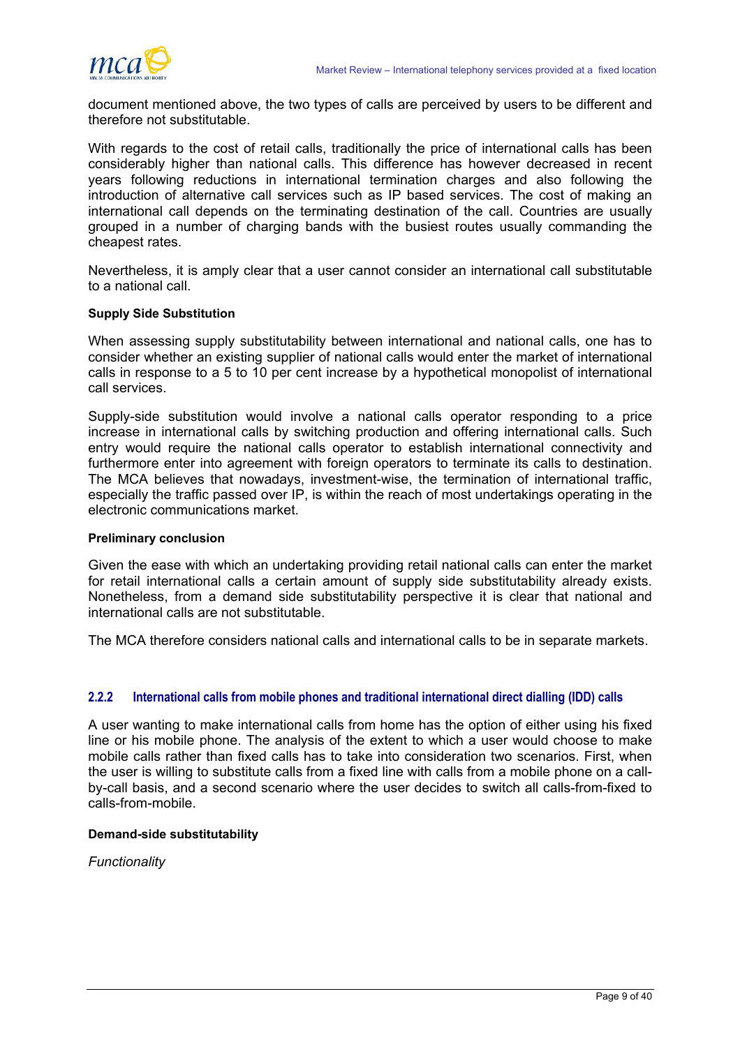document mentioned above, the two types of calls are perceived by users to be different and therefore not substitutable.

With regards to the cost of retail calls, traditionally the price of international calls has been considerably higher than national calls. This difference has however decreased in recent years following reductions in international termination charges and also following the introduction of alternative call services such as IP based services. The cost of making an international call depends on the terminating destination of the call. Countries are usually grouped in a number of charging bands with the busiest routes usually commanding the cheapest rates.

Nevertheless, it is amply clear that a user cannot consider an international call substitutable to a national call.

**Supply Side Substitution**

When assessing supply substitutability between international and national calls, one has to consider whether an existing supplier of national calls would enter the market of international calls in response to a 5 to 10 per cent increase by a hypothetical monopolist of international call services.

Supply-side substitution would involve a national calls operator responding to a price increase in international calls by switching production and offering international calls. Such entry would require the national calls operator to establish international connectivity and furthermore enter into agreement with foreign operators to terminate its calls to destination. The MCA believes that nowadays, investment-wise, the termination of international traffic, especially the traffic passed over IP, is within the reach of most undertakings operating in the electronic communications market.

**Preliminary conclusion**

Given the ease with which an undertaking providing retail national calls can enter the market for retail international calls a certain amount of supply side substitutability already exists. Nonetheless, from a demand side substitutability perspective it is clear that national and international calls are not substitutable.

The MCA therefore considers national calls and international calls to be in separate markets.

### 2.2.2 International calls from mobile phones and traditional international direct dialling (IDD) calls

A user wanting to make international calls from home has the option of either using his fixed line or his mobile phone. The analysis of the extent to which a user would choose to make mobile calls rather than fixed calls has to take into consideration two scenarios. First, when the user is willing to substitute calls from a fixed line with calls from a mobile phone on a call-by-call basis, and a second scenario where the user decides to switch all calls-from-fixed to calls-from-mobile.

**Demand-side substitutability**

*Functionality*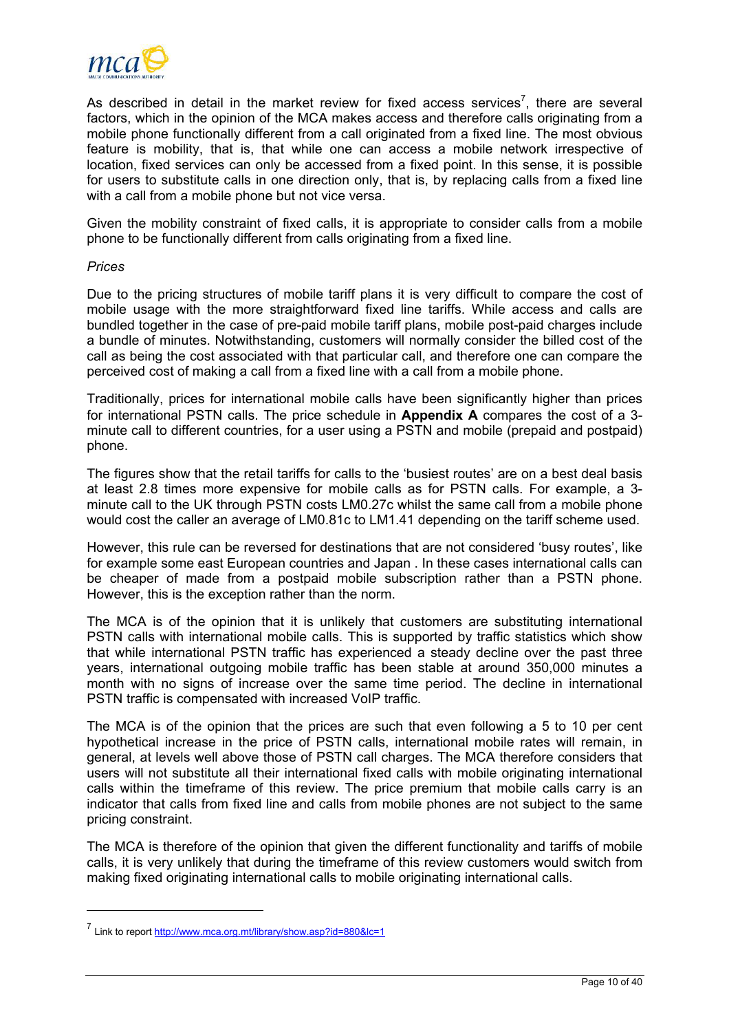As described in detail in the market review for fixed access services[7], there are several factors, which in the opinion of the MCA makes access and therefore calls originating from a mobile phone functionally different from a call originated from a fixed line. The most obvious feature is mobility, that is, that while one can access a mobile network irrespective of location, fixed services can only be accessed from a fixed point. In this sense, it is possible for users to substitute calls in one direction only, that is, by replacing calls from a fixed line with a call from a mobile phone but not vice versa.

Given the mobility constraint of fixed calls, it is appropriate to consider calls from a mobile phone to be functionally different from calls originating from a fixed line.

*Prices*

Due to the pricing structures of mobile tariff plans it is very difficult to compare the cost of mobile usage with the more straightforward fixed line tariffs. While access and calls are bundled together in the case of pre-paid mobile tariff plans, mobile post-paid charges include a bundle of minutes. Notwithstanding, customers will normally consider the billed cost of the call as being the cost associated with that particular call, and therefore one can compare the perceived cost of making a call from a fixed line with a call from a mobile phone.

Traditionally, prices for international mobile calls have been significantly higher than prices for international PSTN calls. The price schedule in **Appendix A** compares the cost of a 3-minute call to different countries, for a user using a PSTN and mobile (prepaid and postpaid) phone.

The figures show that the retail tariffs for calls to the 'busiest routes' are on a best deal basis at least 2.8 times more expensive for mobile calls as for PSTN calls. For example, a 3-minute call to the UK through PSTN costs LM0.27c whilst the same call from a mobile phone would cost the caller an average of LM0.81c to LM1.41 depending on the tariff scheme used.

However, this rule can be reversed for destinations that are not considered 'busy routes', like for example some east European countries and Japan . In these cases international calls can be cheaper of made from a postpaid mobile subscription rather than a PSTN phone. However, this is the exception rather than the norm.

The MCA is of the opinion that it is unlikely that customers are substituting international PSTN calls with international mobile calls. This is supported by traffic statistics which show that while international PSTN traffic has experienced a steady decline over the past three years, international outgoing mobile traffic has been stable at around 350,000 minutes a month with no signs of increase over the same time period. The decline in international PSTN traffic is compensated with increased VoIP traffic.

The MCA is of the opinion that the prices are such that even following a 5 to 10 per cent hypothetical increase in the price of PSTN calls, international mobile rates will remain, in general, at levels well above those of PSTN call charges. The MCA therefore considers that users will not substitute all their international fixed calls with mobile originating international calls within the timeframe of this review. The price premium that mobile calls carry is an indicator that calls from fixed line and calls from mobile phones are not subject to the same pricing constraint.

The MCA is therefore of the opinion that given the different functionality and tariffs of mobile calls, it is very unlikely that during the timeframe of this review customers would switch from making fixed originating international calls to mobile originating international calls.

---

[7] Link to report http://www.mca.org.mt/library/show.asp?id=880&lc=1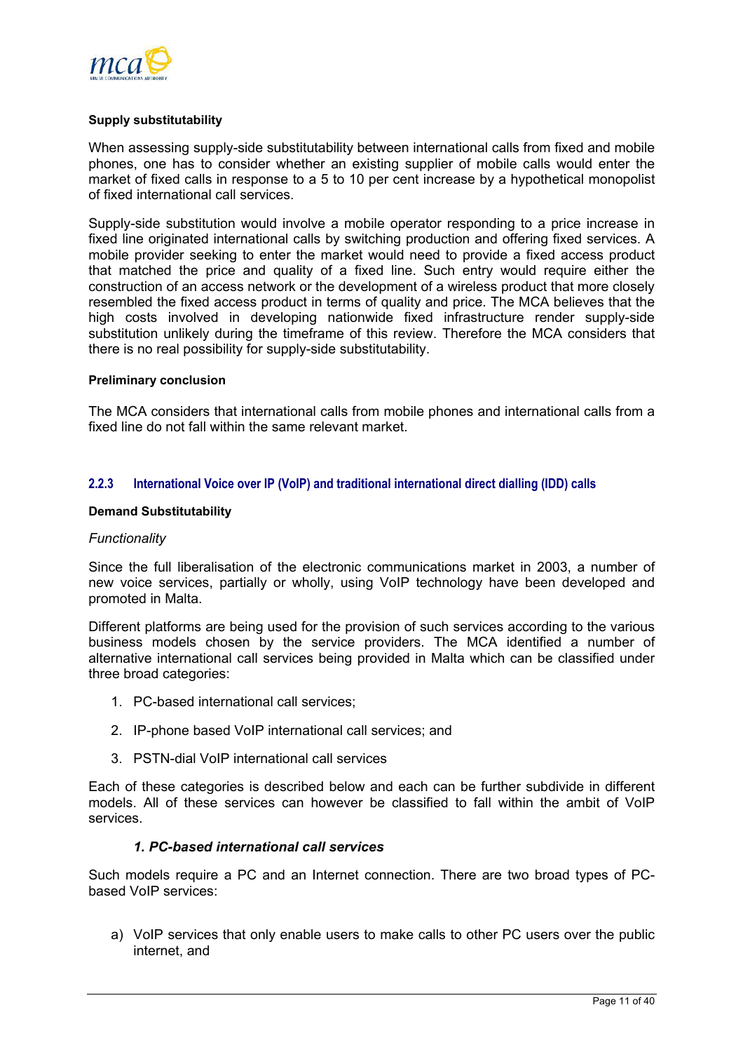**Supply substitutability**

When assessing supply-side substitutability between international calls from fixed and mobile phones, one has to consider whether an existing supplier of mobile calls would enter the market of fixed calls in response to a 5 to 10 per cent increase by a hypothetical monopolist of fixed international call services.

Supply-side substitution would involve a mobile operator responding to a price increase in fixed line originated international calls by switching production and offering fixed services. A mobile provider seeking to enter the market would need to provide a fixed access product that matched the price and quality of a fixed line. Such entry would require either the construction of an access network or the development of a wireless product that more closely resembled the fixed access product in terms of quality and price. The MCA believes that the high costs involved in developing nationwide fixed infrastructure render supply-side substitution unlikely during the timeframe of this review. Therefore the MCA considers that there is no real possibility for supply-side substitutability.

**Preliminary conclusion**

The MCA considers that international calls from mobile phones and international calls from a fixed line do not fall within the same relevant market.

### 2.2.3 International Voice over IP (VoIP) and traditional international direct dialling (IDD) calls

**Demand Substitutability**

*Functionality*

Since the full liberalisation of the electronic communications market in 2003, a number of new voice services, partially or wholly, using VoIP technology have been developed and promoted in Malta.

Different platforms are being used for the provision of such services according to the various business models chosen by the service providers. The MCA identified a number of alternative international call services being provided in Malta which can be classified under three broad categories:

1. PC-based international call services;
2. IP-phone based VoIP international call services; and
3. PSTN-dial VoIP international call services

Each of these categories is described below and each can be further subdivide in different models. All of these services can however be classified to fall within the ambit of VoIP services.

***1. PC-based international call services***

Such models require a PC and an Internet connection. There are two broad types of PC-based VoIP services:

a) VoIP services that only enable users to make calls to other PC users over the public internet, and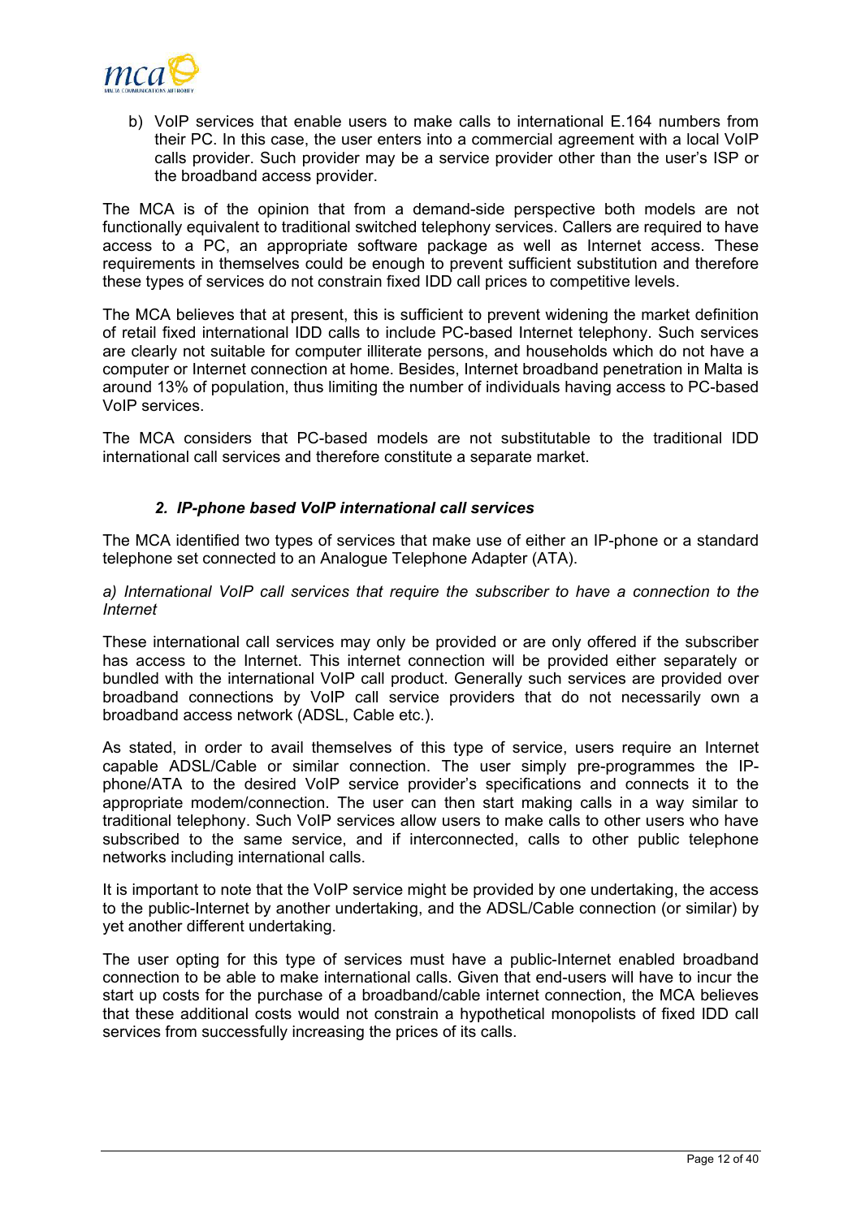b) VoIP services that enable users to make calls to international E.164 numbers from their PC. In this case, the user enters into a commercial agreement with a local VoIP calls provider. Such provider may be a service provider other than the user's ISP or the broadband access provider.

The MCA is of the opinion that from a demand-side perspective both models are not functionally equivalent to traditional switched telephony services. Callers are required to have access to a PC, an appropriate software package as well as Internet access. These requirements in themselves could be enough to prevent sufficient substitution and therefore these types of services do not constrain fixed IDD call prices to competitive levels.

The MCA believes that at present, this is sufficient to prevent widening the market definition of retail fixed international IDD calls to include PC-based Internet telephony. Such services are clearly not suitable for computer illiterate persons, and households which do not have a computer or Internet connection at home. Besides, Internet broadband penetration in Malta is around 13% of population, thus limiting the number of individuals having access to PC-based VoIP services.

The MCA considers that PC-based models are not substitutable to the traditional IDD international call services and therefore constitute a separate market.

### *2. IP-phone based VoIP international call services*

The MCA identified two types of services that make use of either an IP-phone or a standard telephone set connected to an Analogue Telephone Adapter (ATA).

*a) International VoIP call services that require the subscriber to have a connection to the Internet*

These international call services may only be provided or are only offered if the subscriber has access to the Internet. This internet connection will be provided either separately or bundled with the international VoIP call product. Generally such services are provided over broadband connections by VoIP call service providers that do not necessarily own a broadband access network (ADSL, Cable etc.).

As stated, in order to avail themselves of this type of service, users require an Internet capable ADSL/Cable or similar connection. The user simply pre-programmes the IP-phone/ATA to the desired VoIP service provider's specifications and connects it to the appropriate modem/connection. The user can then start making calls in a way similar to traditional telephony. Such VoIP services allow users to make calls to other users who have subscribed to the same service, and if interconnected, calls to other public telephone networks including international calls.

It is important to note that the VoIP service might be provided by one undertaking, the access to the public-Internet by another undertaking, and the ADSL/Cable connection (or similar) by yet another different undertaking.

The user opting for this type of services must have a public-Internet enabled broadband connection to be able to make international calls. Given that end-users will have to incur the start up costs for the purchase of a broadband/cable internet connection, the MCA believes that these additional costs would not constrain a hypothetical monopolists of fixed IDD call services from successfully increasing the prices of its calls.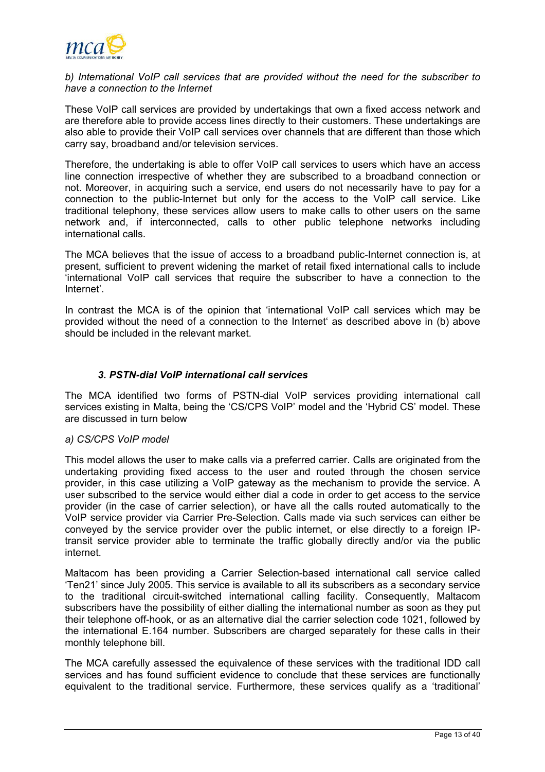*b) International VoIP call services that are provided without the need for the subscriber to have a connection to the Internet*

These VoIP call services are provided by undertakings that own a fixed access network and are therefore able to provide access lines directly to their customers. These undertakings are also able to provide their VoIP call services over channels that are different than those which carry say, broadband and/or television services.

Therefore, the undertaking is able to offer VoIP call services to users which have an access line connection irrespective of whether they are subscribed to a broadband connection or not. Moreover, in acquiring such a service, end users do not necessarily have to pay for a connection to the public-Internet but only for the access to the VoIP call service. Like traditional telephony, these services allow users to make calls to other users on the same network and, if interconnected, calls to other public telephone networks including international calls.

The MCA believes that the issue of access to a broadband public-Internet connection is, at present, sufficient to prevent widening the market of retail fixed international calls to include 'international VoIP call services that require the subscriber to have a connection to the Internet'.

In contrast the MCA is of the opinion that 'international VoIP call services which may be provided without the need of a connection to the Internet' as described above in (b) above should be included in the relevant market.

### *3. PSTN-dial VoIP international call services*

The MCA identified two forms of PSTN-dial VoIP services providing international call services existing in Malta, being the 'CS/CPS VoIP' model and the 'Hybrid CS' model. These are discussed in turn below

*a) CS/CPS VoIP model*

This model allows the user to make calls via a preferred carrier. Calls are originated from the undertaking providing fixed access to the user and routed through the chosen service provider, in this case utilizing a VoIP gateway as the mechanism to provide the service. A user subscribed to the service would either dial a code in order to get access to the service provider (in the case of carrier selection), or have all the calls routed automatically to the VoIP service provider via Carrier Pre-Selection. Calls made via such services can either be conveyed by the service provider over the public internet, or else directly to a foreign IP-transit service provider able to terminate the traffic globally directly and/or via the public internet.

Maltacom has been providing a Carrier Selection-based international call service called 'Ten21' since July 2005. This service is available to all its subscribers as a secondary service to the traditional circuit-switched international calling facility. Consequently, Maltacom subscribers have the possibility of either dialling the international number as soon as they put their telephone off-hook, or as an alternative dial the carrier selection code 1021, followed by the international E.164 number. Subscribers are charged separately for these calls in their monthly telephone bill.

The MCA carefully assessed the equivalence of these services with the traditional IDD call services and has found sufficient evidence to conclude that these services are functionally equivalent to the traditional service. Furthermore, these services qualify as a 'traditional'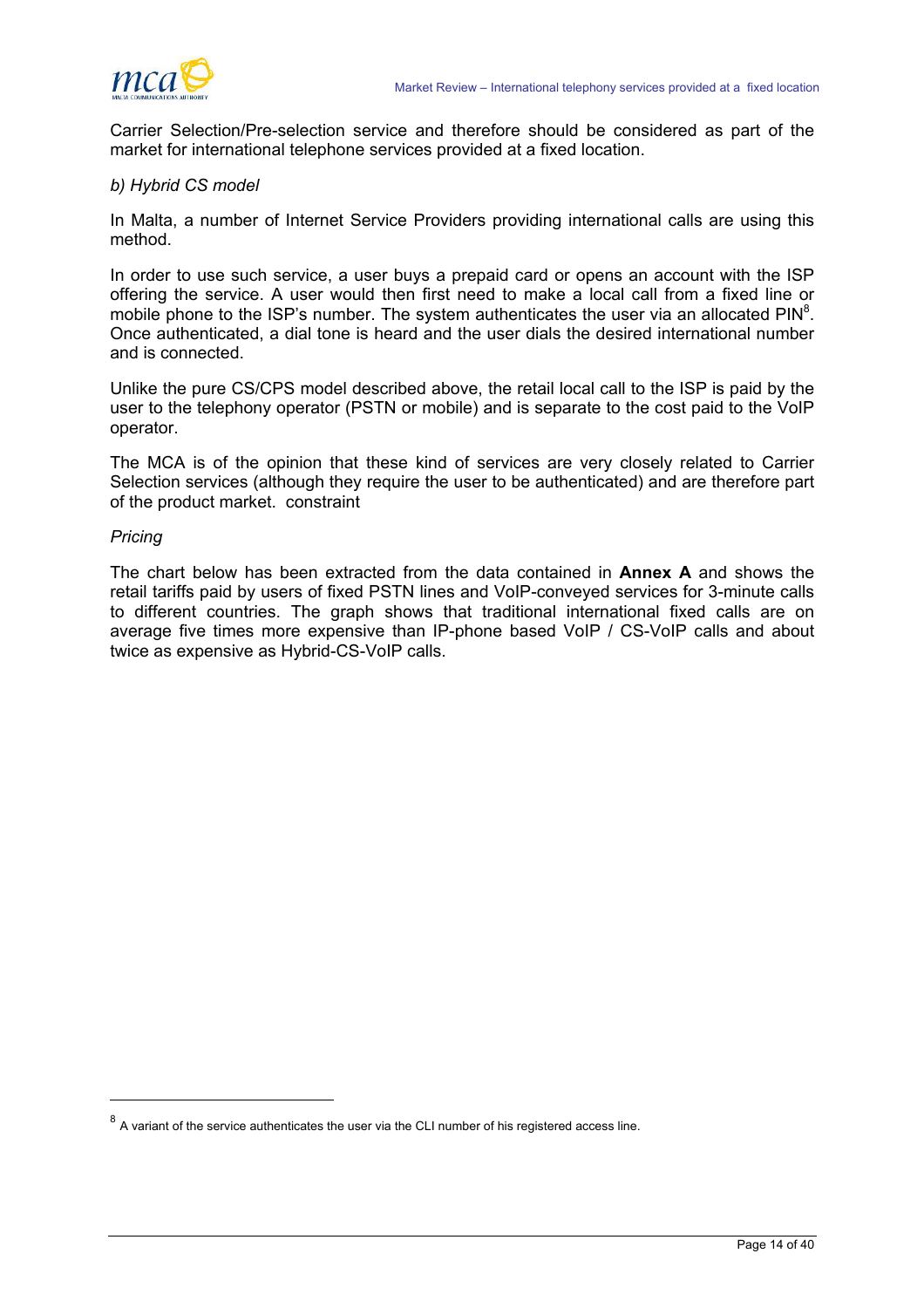Carrier Selection/Pre-selection service and therefore should be considered as part of the market for international telephone services provided at a fixed location.

*b) Hybrid CS model*

In Malta, a number of Internet Service Providers providing international calls are using this method.

In order to use such service, a user buys a prepaid card or opens an account with the ISP offering the service. A user would then first need to make a local call from a fixed line or mobile phone to the ISP's number. The system authenticates the user via an allocated PIN[8]. Once authenticated, a dial tone is heard and the user dials the desired international number and is connected.

Unlike the pure CS/CPS model described above, the retail local call to the ISP is paid by the user to the telephony operator (PSTN or mobile) and is separate to the cost paid to the VoIP operator.

The MCA is of the opinion that these kind of services are very closely related to Carrier Selection services (although they require the user to be authenticated) and are therefore part of the product market. constraint

*Pricing*

The chart below has been extracted from the data contained in **Annex A** and shows the retail tariffs paid by users of fixed PSTN lines and VoIP-conveyed services for 3-minute calls to different countries. The graph shows that traditional international fixed calls are on average five times more expensive than IP-phone based VoIP / CS-VoIP calls and about twice as expensive as Hybrid-CS-VoIP calls.

[8] A variant of the service authenticates the user via the CLI number of his registered access line.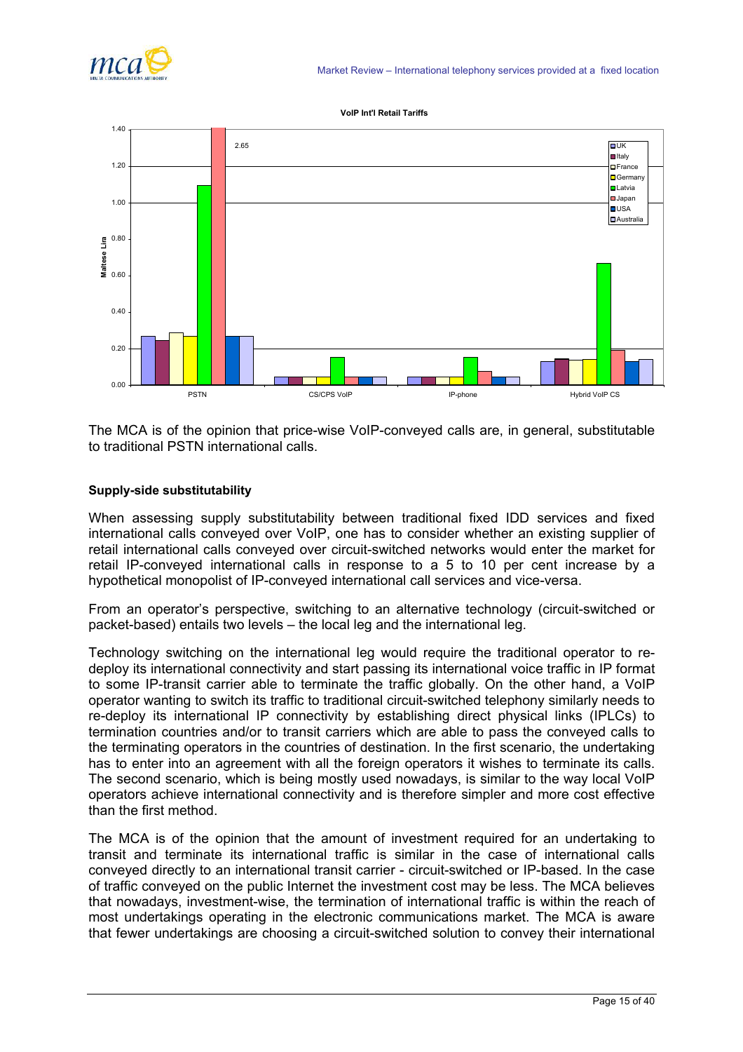VoIP Int'l Retail Tariffs

The MCA is of the opinion that price-wise VoIP-conveyed calls are, in general, substitutable to traditional PSTN international calls.

**Supply-side substitutability**

When assessing supply substitutability between traditional fixed IDD services and fixed international calls conveyed over VoIP, one has to consider whether an existing supplier of retail international calls conveyed over circuit-switched networks would enter the market for retail IP-conveyed international calls in response to a 5 to 10 per cent increase by a hypothetical monopolist of IP-conveyed international call services and vice-versa.

From an operator's perspective, switching to an alternative technology (circuit-switched or packet-based) entails two levels – the local leg and the international leg.

Technology switching on the international leg would require the traditional operator to re-deploy its international connectivity and start passing its international voice traffic in IP format to some IP-transit carrier able to terminate the traffic globally. On the other hand, a VoIP operator wanting to switch its traffic to traditional circuit-switched telephony similarly needs to re-deploy its international IP connectivity by establishing direct physical links (IPLCs) to termination countries and/or to transit carriers which are able to pass the conveyed calls to the terminating operators in the countries of destination. In the first scenario, the undertaking has to enter into an agreement with all the foreign operators it wishes to terminate its calls. The second scenario, which is being mostly used nowadays, is similar to the way local VoIP operators achieve international connectivity and is therefore simpler and more cost effective than the first method.

The MCA is of the opinion that the amount of investment required for an undertaking to transit and terminate its international traffic is similar in the case of international calls conveyed directly to an international transit carrier - circuit-switched or IP-based. In the case of traffic conveyed on the public Internet the investment cost may be less. The MCA believes that nowadays, investment-wise, the termination of international traffic is within the reach of most undertakings operating in the electronic communications market. The MCA is aware that fewer undertakings are choosing a circuit-switched solution to convey their international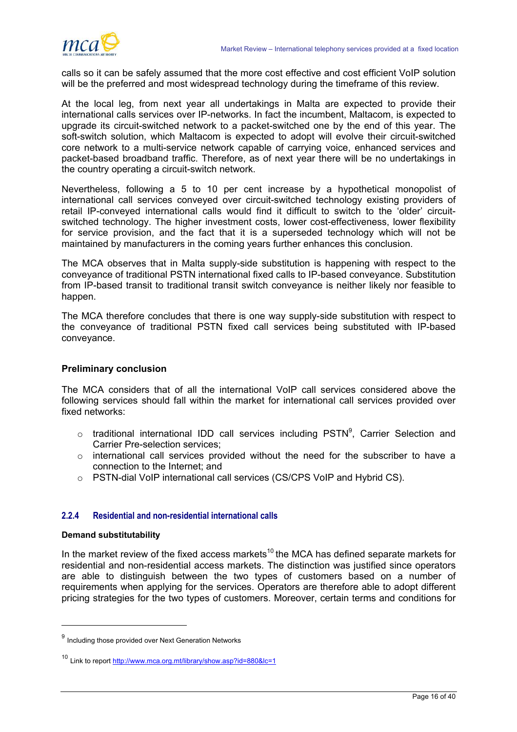calls so it can be safely assumed that the more cost effective and cost efficient VoIP solution will be the preferred and most widespread technology during the timeframe of this review.

At the local leg, from next year all undertakings in Malta are expected to provide their international calls services over IP-networks. In fact the incumbent, Maltacom, is expected to upgrade its circuit-switched network to a packet-switched one by the end of this year. The soft-switch solution, which Maltacom is expected to adopt will evolve their circuit-switched core network to a multi-service network capable of carrying voice, enhanced services and packet-based broadband traffic. Therefore, as of next year there will be no undertakings in the country operating a circuit-switch network.

Nevertheless, following a 5 to 10 per cent increase by a hypothetical monopolist of international call services conveyed over circuit-switched technology existing providers of retail IP-conveyed international calls would find it difficult to switch to the 'older' circuit-switched technology. The higher investment costs, lower cost-effectiveness, lower flexibility for service provision, and the fact that it is a superseded technology which will not be maintained by manufacturers in the coming years further enhances this conclusion.

The MCA observes that in Malta supply-side substitution is happening with respect to the conveyance of traditional PSTN international fixed calls to IP-based conveyance. Substitution from IP-based transit to traditional transit switch conveyance is neither likely nor feasible to happen.

The MCA therefore concludes that there is one way supply-side substitution with respect to the conveyance of traditional PSTN fixed call services being substituted with IP-based conveyance.

**Preliminary conclusion**

The MCA considers that of all the international VoIP call services considered above the following services should fall within the market for international call services provided over fixed networks:

- traditional international IDD call services including PSTN[9], Carrier Selection and Carrier Pre-selection services;
- international call services provided without the need for the subscriber to have a connection to the Internet; and
- PSTN-dial VoIP international call services (CS/CPS VoIP and Hybrid CS).

### 2.2.4 Residential and non-residential international calls

**Demand substitutability**

In the market review of the fixed access markets[10] the MCA has defined separate markets for residential and non-residential access markets. The distinction was justified since operators are able to distinguish between the two types of customers based on a number of requirements when applying for the services. Operators are therefore able to adopt different pricing strategies for the two types of customers. Moreover, certain terms and conditions for

---

[9] Including those provided over Next Generation Networks

[10] Link to report http://www.mca.org.mt/library/show.asp?id=880&lc=1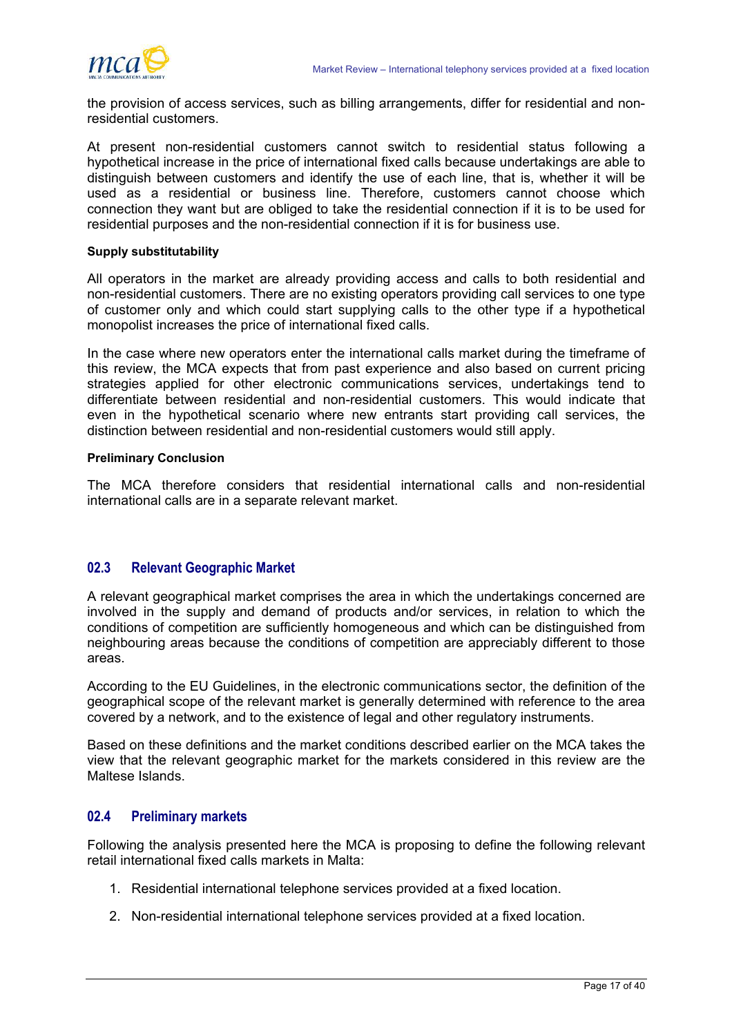the provision of access services, such as billing arrangements, differ for residential and non-residential customers.

At present non-residential customers cannot switch to residential status following a hypothetical increase in the price of international fixed calls because undertakings are able to distinguish between customers and identify the use of each line, that is, whether it will be used as a residential or business line. Therefore, customers cannot choose which connection they want but are obliged to take the residential connection if it is to be used for residential purposes and the non-residential connection if it is for business use.

#### Supply substitutability

All operators in the market are already providing access and calls to both residential and non-residential customers. There are no existing operators providing call services to one type of customer only and which could start supplying calls to the other type if a hypothetical monopolist increases the price of international fixed calls.

In the case where new operators enter the international calls market during the timeframe of this review, the MCA expects that from past experience and also based on current pricing strategies applied for other electronic communications services, undertakings tend to differentiate between residential and non-residential customers. This would indicate that even in the hypothetical scenario where new entrants start providing call services, the distinction between residential and non-residential customers would still apply.

#### Preliminary Conclusion

The MCA therefore considers that residential international calls and non-residential international calls are in a separate relevant market.

## 02.3 Relevant Geographic Market

A relevant geographical market comprises the area in which the undertakings concerned are involved in the supply and demand of products and/or services, in relation to which the conditions of competition are sufficiently homogeneous and which can be distinguished from neighbouring areas because the conditions of competition are appreciably different to those areas.

According to the EU Guidelines, in the electronic communications sector, the definition of the geographical scope of the relevant market is generally determined with reference to the area covered by a network, and to the existence of legal and other regulatory instruments.

Based on these definitions and the market conditions described earlier on the MCA takes the view that the relevant geographic market for the markets considered in this review are the Maltese Islands.

## 02.4 Preliminary markets

Following the analysis presented here the MCA is proposing to define the following relevant retail international fixed calls markets in Malta:

1. Residential international telephone services provided at a fixed location.
2. Non-residential international telephone services provided at a fixed location.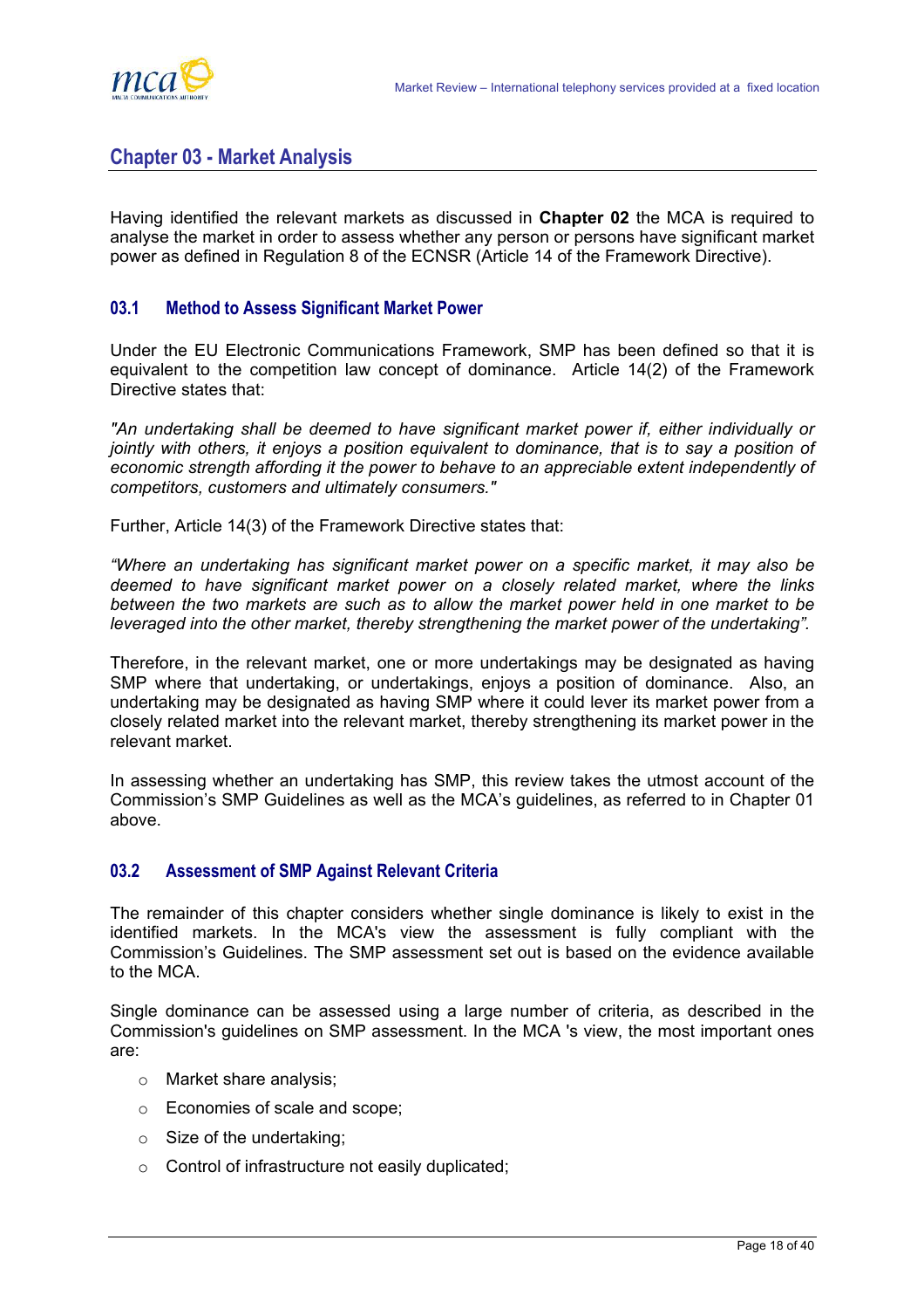## Chapter 03 - Market Analysis

Having identified the relevant markets as discussed in **Chapter 02** the MCA is required to analyse the market in order to assess whether any person or persons have significant market power as defined in Regulation 8 of the ECNSR (Article 14 of the Framework Directive).

### 03.1 Method to Assess Significant Market Power

Under the EU Electronic Communications Framework, SMP has been defined so that it is equivalent to the competition law concept of dominance. Article 14(2) of the Framework Directive states that:

*"An undertaking shall be deemed to have significant market power if, either individually or jointly with others, it enjoys a position equivalent to dominance, that is to say a position of economic strength affording it the power to behave to an appreciable extent independently of competitors, customers and ultimately consumers."*

Further, Article 14(3) of the Framework Directive states that:

*"Where an undertaking has significant market power on a specific market, it may also be deemed to have significant market power on a closely related market, where the links between the two markets are such as to allow the market power held in one market to be leveraged into the other market, thereby strengthening the market power of the undertaking".*

Therefore, in the relevant market, one or more undertakings may be designated as having SMP where that undertaking, or undertakings, enjoys a position of dominance. Also, an undertaking may be designated as having SMP where it could lever its market power from a closely related market into the relevant market, thereby strengthening its market power in the relevant market.

In assessing whether an undertaking has SMP, this review takes the utmost account of the Commission's SMP Guidelines as well as the MCA's guidelines, as referred to in Chapter 01 above.

### 03.2 Assessment of SMP Against Relevant Criteria

The remainder of this chapter considers whether single dominance is likely to exist in the identified markets. In the MCA's view the assessment is fully compliant with the Commission's Guidelines. The SMP assessment set out is based on the evidence available to the MCA.

Single dominance can be assessed using a large number of criteria, as described in the Commission's guidelines on SMP assessment. In the MCA 's view, the most important ones are:

- Market share analysis;
- Economies of scale and scope;
- Size of the undertaking;
- Control of infrastructure not easily duplicated;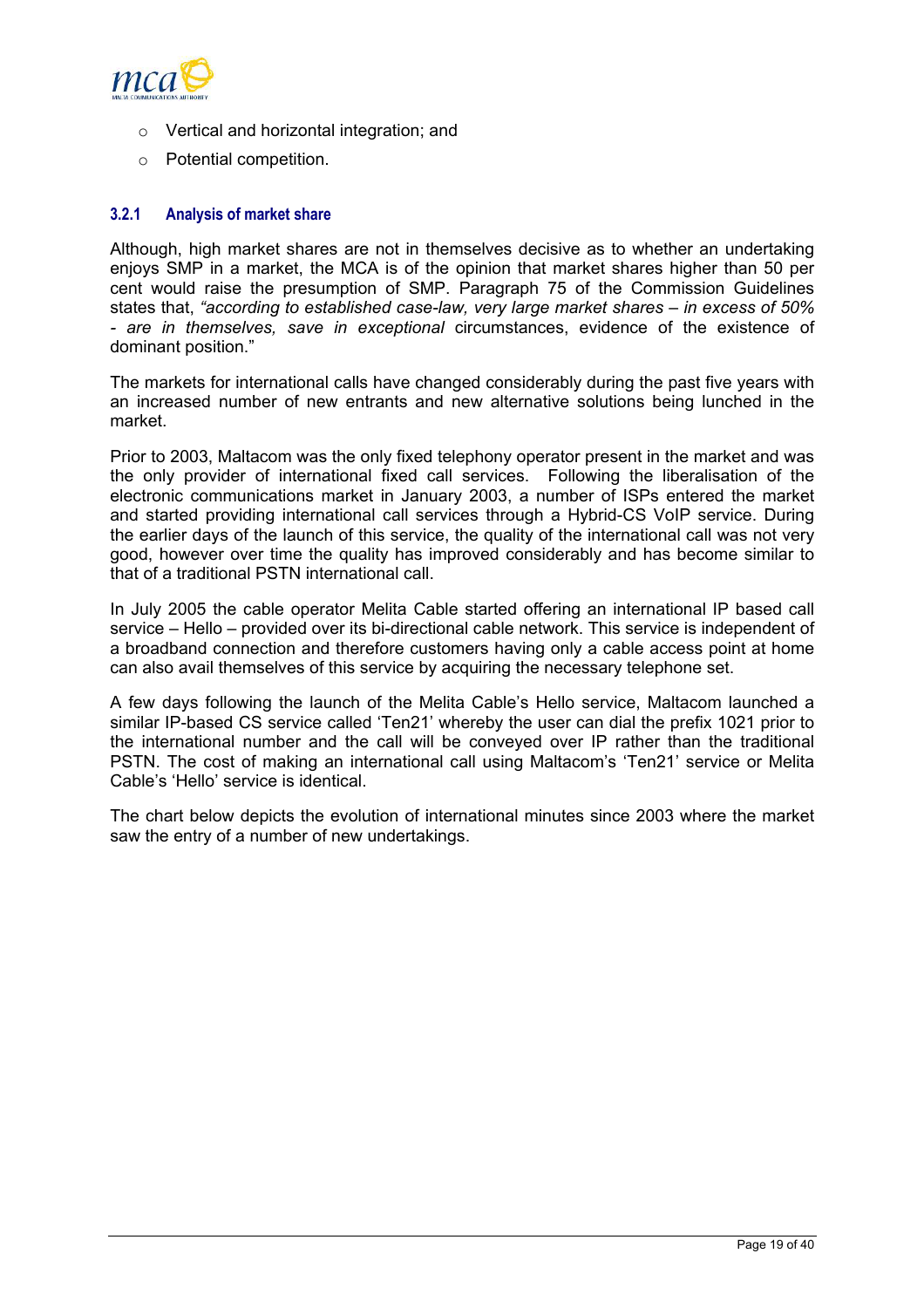- Vertical and horizontal integration; and
- Potential competition.

### 3.2.1 Analysis of market share

Although, high market shares are not in themselves decisive as to whether an undertaking enjoys SMP in a market, the MCA is of the opinion that market shares higher than 50 per cent would raise the presumption of SMP. Paragraph 75 of the Commission Guidelines states that, *"according to established case-law, very large market shares – in excess of 50% - are in themselves, save in exceptional* circumstances, evidence of the existence of dominant position."

The markets for international calls have changed considerably during the past five years with an increased number of new entrants and new alternative solutions being lunched in the market.

Prior to 2003, Maltacom was the only fixed telephony operator present in the market and was the only provider of international fixed call services. Following the liberalisation of the electronic communications market in January 2003, a number of ISPs entered the market and started providing international call services through a Hybrid-CS VoIP service. During the earlier days of the launch of this service, the quality of the international call was not very good, however over time the quality has improved considerably and has become similar to that of a traditional PSTN international call.

In July 2005 the cable operator Melita Cable started offering an international IP based call service – Hello – provided over its bi-directional cable network. This service is independent of a broadband connection and therefore customers having only a cable access point at home can also avail themselves of this service by acquiring the necessary telephone set.

A few days following the launch of the Melita Cable's Hello service, Maltacom launched a similar IP-based CS service called 'Ten21' whereby the user can dial the prefix 1021 prior to the international number and the call will be conveyed over IP rather than the traditional PSTN. The cost of making an international call using Maltacom's 'Ten21' service or Melita Cable's 'Hello' service is identical.

The chart below depicts the evolution of international minutes since 2003 where the market saw the entry of a number of new undertakings.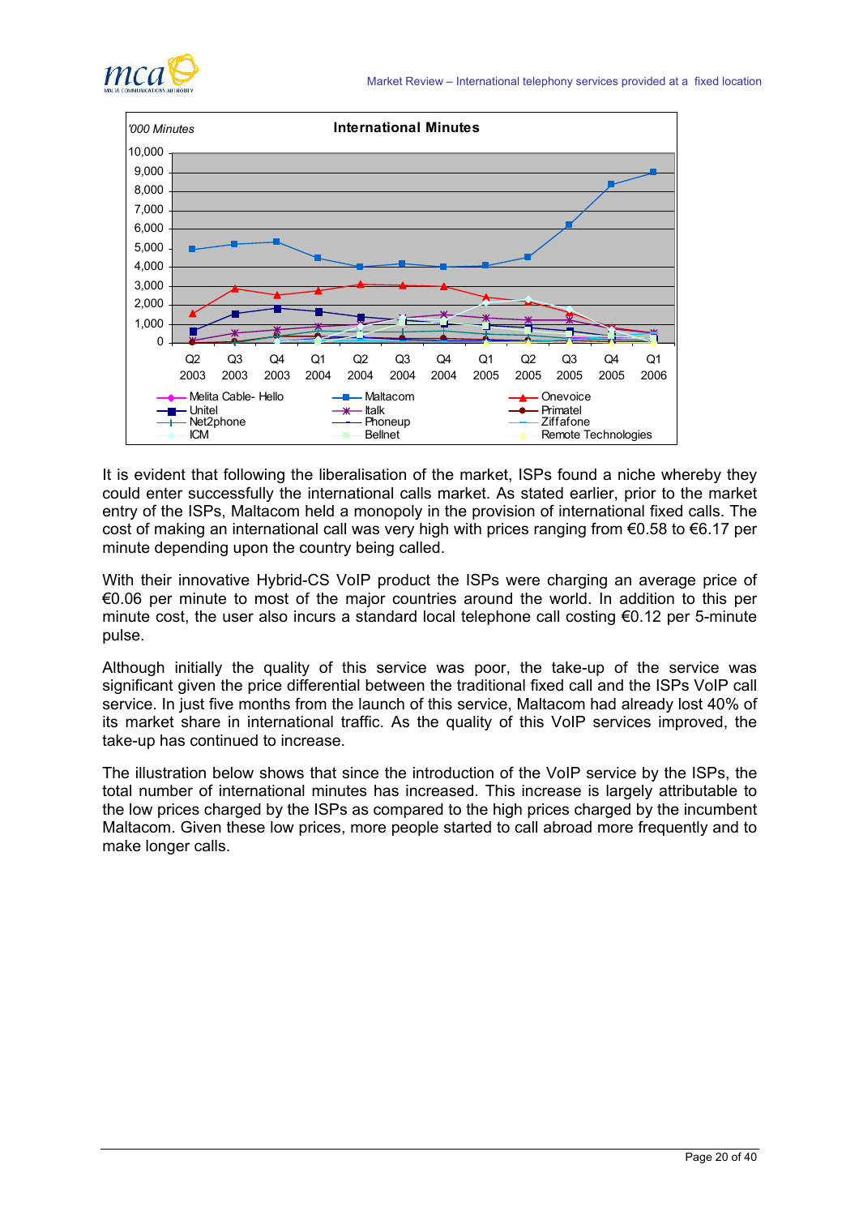It is evident that following the liberalisation of the market, ISPs found a niche whereby they could enter successfully the international calls market. As stated earlier, prior to the market entry of the ISPs, Maltacom held a monopoly in the provision of international fixed calls. The cost of making an international call was very high with prices ranging from €0.58 to €6.17 per minute depending upon the country being called.

With their innovative Hybrid-CS VoIP product the ISPs were charging an average price of €0.06 per minute to most of the major countries around the world. In addition to this per minute cost, the user also incurs a standard local telephone call costing €0.12 per 5-minute pulse.

Although initially the quality of this service was poor, the take-up of the service was significant given the price differential between the traditional fixed call and the ISPs VoIP call service. In just five months from the launch of this service, Maltacom had already lost 40% of its market share in international traffic. As the quality of this VoIP services improved, the take-up has continued to increase.

The illustration below shows that since the introduction of the VoIP service by the ISPs, the total number of international minutes has increased. This increase is largely attributable to the low prices charged by the ISPs as compared to the high prices charged by the incumbent Maltacom. Given these low prices, more people started to call abroad more frequently and to make longer calls.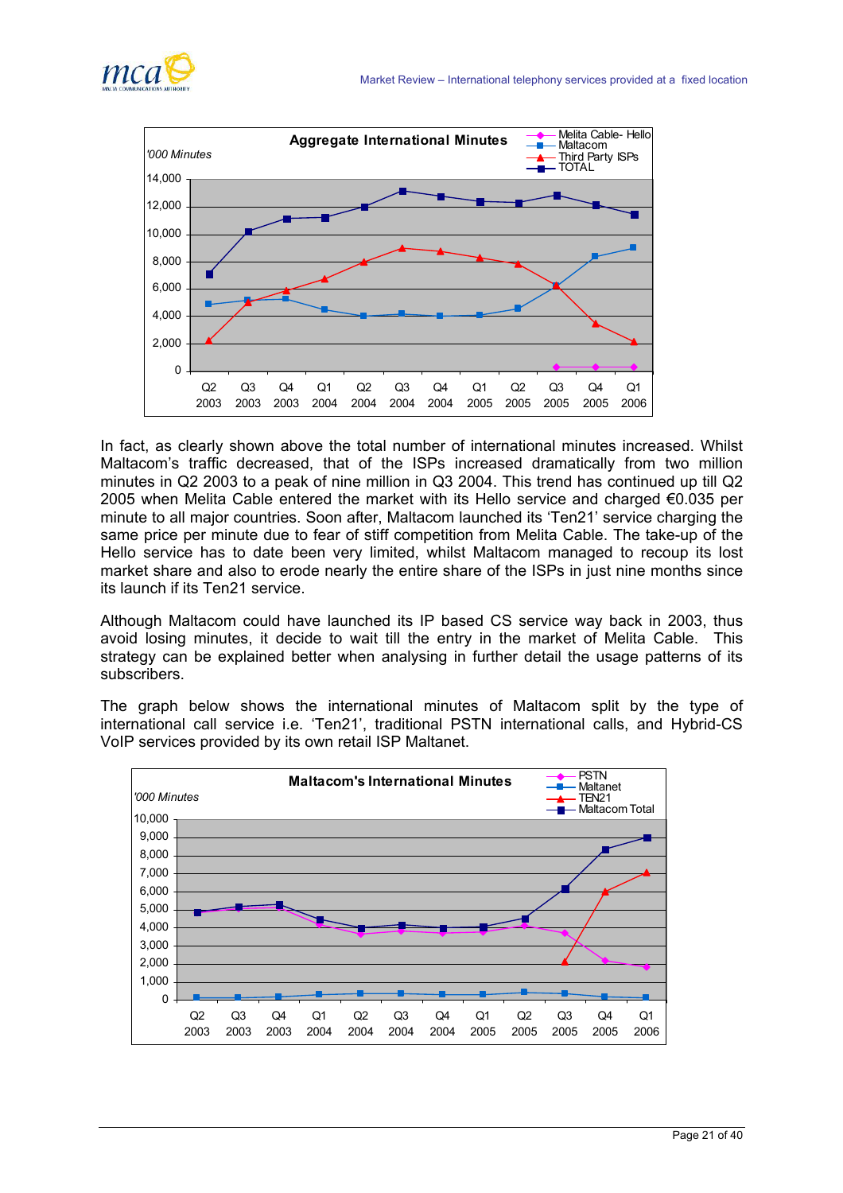In fact, as clearly shown above the total number of international minutes increased. Whilst Maltacom's traffic decreased, that of the ISPs increased dramatically from two million minutes in Q2 2003 to a peak of nine million in Q3 2004. This trend has continued up till Q2 2005 when Melita Cable entered the market with its Hello service and charged €0.035 per minute to all major countries. Soon after, Maltacom launched its 'Ten21' service charging the same price per minute due to fear of stiff competition from Melita Cable. The take-up of the Hello service has to date been very limited, whilst Maltacom managed to recoup its lost market share and also to erode nearly the entire share of the ISPs in just nine months since its launch if its Ten21 service.

Although Maltacom could have launched its IP based CS service way back in 2003, thus avoid losing minutes, it decide to wait till the entry in the market of Melita Cable. This strategy can be explained better when analysing in further detail the usage patterns of its subscribers.

The graph below shows the international minutes of Maltacom split by the type of international call service i.e. 'Ten21', traditional PSTN international calls, and Hybrid-CS VoIP services provided by its own retail ISP Maltanet.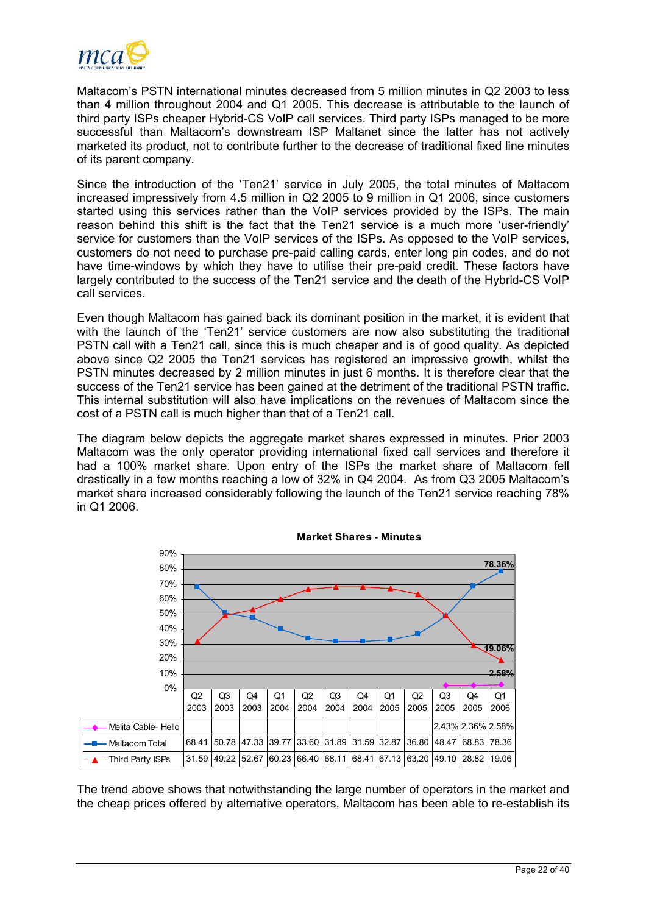Maltacom's PSTN international minutes decreased from 5 million minutes in Q2 2003 to less than 4 million throughout 2004 and Q1 2005. This decrease is attributable to the launch of third party ISPs cheaper Hybrid-CS VoIP call services. Third party ISPs managed to be more successful than Maltacom's downstream ISP Maltanet since the latter has not actively marketed its product, not to contribute further to the decrease of traditional fixed line minutes of its parent company.

Since the introduction of the 'Ten21' service in July 2005, the total minutes of Maltacom increased impressively from 4.5 million in Q2 2005 to 9 million in Q1 2006, since customers started using this services rather than the VoIP services provided by the ISPs. The main reason behind this shift is the fact that the Ten21 service is a much more 'user-friendly' service for customers than the VoIP services of the ISPs. As opposed to the VoIP services, customers do not need to purchase pre-paid calling cards, enter long pin codes, and do not have time-windows by which they have to utilise their pre-paid credit. These factors have largely contributed to the success of the Ten21 service and the death of the Hybrid-CS VoIP call services.

Even though Maltacom has gained back its dominant position in the market, it is evident that with the launch of the 'Ten21' service customers are now also substituting the traditional PSTN call with a Ten21 call, since this is much cheaper and is of good quality. As depicted above since Q2 2005 the Ten21 services has registered an impressive growth, whilst the PSTN minutes decreased by 2 million minutes in just 6 months. It is therefore clear that the success of the Ten21 service has been gained at the detriment of the traditional PSTN traffic. This internal substitution will also have implications on the revenues of Maltacom since the cost of a PSTN call is much higher than that of a Ten21 call.

The diagram below depicts the aggregate market shares expressed in minutes. Prior 2003 Maltacom was the only operator providing international fixed call services and therefore it had a 100% market share. Upon entry of the ISPs the market share of Maltacom fell drastically in a few months reaching a low of 32% in Q4 2004. As from Q3 2005 Maltacom's market share increased considerably following the launch of the Ten21 service reaching 78% in Q1 2006.

**Market Shares - Minutes**

| | Q2 2003 | Q3 2003 | Q4 2003 | Q1 2004 | Q2 2004 | Q3 2004 | Q4 2004 | Q1 2005 | Q2 2005 | Q3 2005 | Q4 2005 | Q1 2006 |
|---|---|---|---|---|---|---|---|---|---|---|---|---|
| Melita Cable- Hello | | | | | | | | | | 2.43% | 2.36% | 2.58% |
| Maltacom Total | 68.41 | 50.78 | 47.33 | 39.77 | 33.60 | 31.89 | 31.59 | 32.87 | 36.80 | 48.47 | 68.83 | 78.36 |
| Third Party ISPs | 31.59 | 49.22 | 52.67 | 60.23 | 66.40 | 68.11 | 68.41 | 67.13 | 63.20 | 49.10 | 28.82 | 19.06 |

The trend above shows that notwithstanding the large number of operators in the market and the cheap prices offered by alternative operators, Maltacom has been able to re-establish its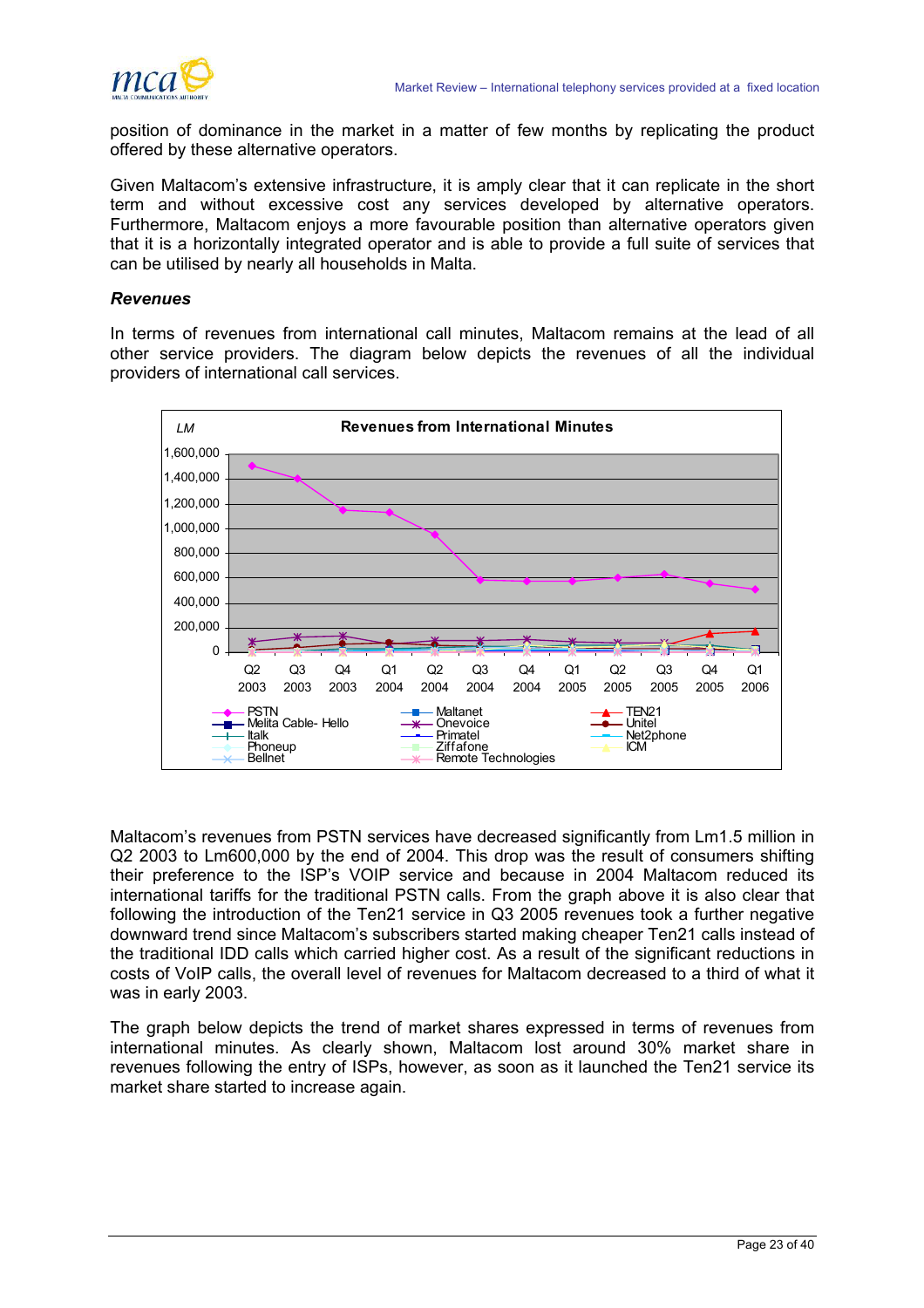position of dominance in the market in a matter of few months by replicating the product offered by these alternative operators.

Given Maltacom's extensive infrastructure, it is amply clear that it can replicate in the short term and without excessive cost any services developed by alternative operators. Furthermore, Maltacom enjoys a more favourable position than alternative operators given that it is a horizontally integrated operator and is able to provide a full suite of services that can be utilised by nearly all households in Malta.

### *Revenues*

In terms of revenues from international call minutes, Maltacom remains at the lead of all other service providers. The diagram below depicts the revenues of all the individual providers of international call services.

Maltacom's revenues from PSTN services have decreased significantly from Lm1.5 million in Q2 2003 to Lm600,000 by the end of 2004. This drop was the result of consumers shifting their preference to the ISP's VOIP service and because in 2004 Maltacom reduced its international tariffs for the traditional PSTN calls. From the graph above it is also clear that following the introduction of the Ten21 service in Q3 2005 revenues took a further negative downward trend since Maltacom's subscribers started making cheaper Ten21 calls instead of the traditional IDD calls which carried higher cost. As a result of the significant reductions in costs of VoIP calls, the overall level of revenues for Maltacom decreased to a third of what it was in early 2003.

The graph below depicts the trend of market shares expressed in terms of revenues from international minutes. As clearly shown, Maltacom lost around 30% market share in revenues following the entry of ISPs, however, as soon as it launched the Ten21 service its market share started to increase again.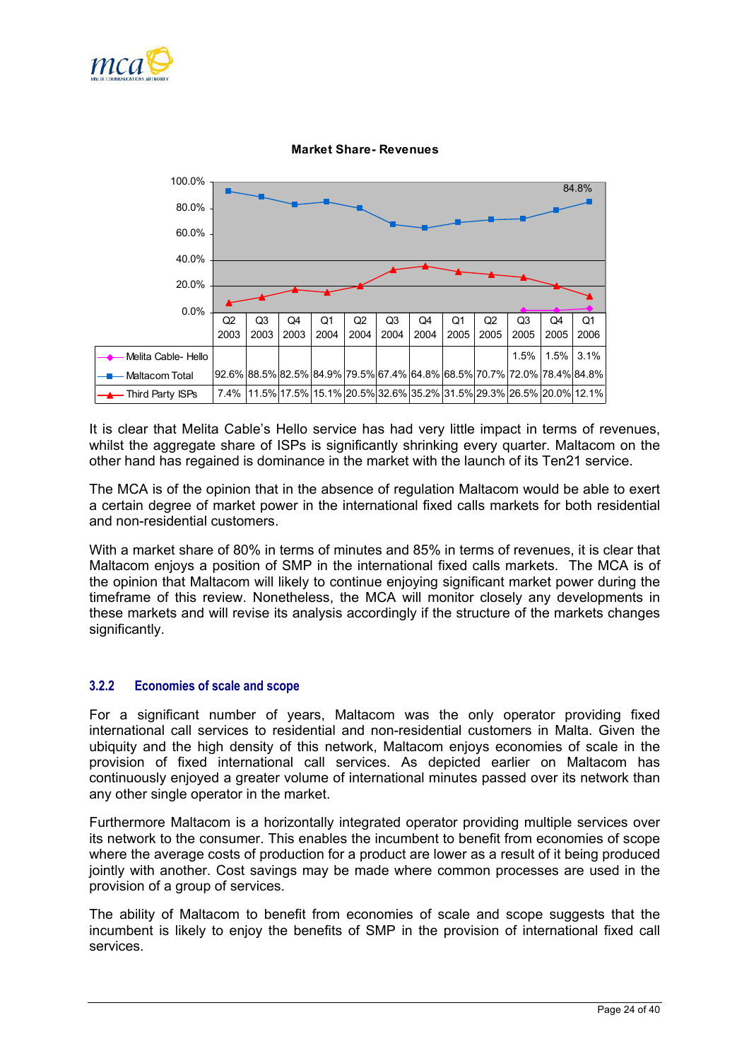**Market Share- Revenues**

| | Q2 2003 | Q3 2003 | Q4 2003 | Q1 2004 | Q2 2004 | Q3 2004 | Q4 2004 | Q1 2005 | Q2 2005 | Q3 2005 | Q4 2005 | Q1 2006 |
|---|---|---|---|---|---|---|---|---|---|---|---|---|
| Melita Cable- Hello | | | | | | | | | | 1.5% | 1.5% | 3.1% |
| Maltacom Total | 92.6% | 88.5% | 82.5% | 84.9% | 79.5% | 67.4% | 64.8% | 68.5% | 70.7% | 72.0% | 78.4% | 84.8% |
| Third Party ISPs | 7.4% | 11.5% | 17.5% | 15.1% | 20.5% | 32.6% | 35.2% | 31.5% | 29.3% | 26.5% | 20.0% | 12.1% |

It is clear that Melita Cable's Hello service has had very little impact in terms of revenues, whilst the aggregate share of ISPs is significantly shrinking every quarter. Maltacom on the other hand has regained is dominance in the market with the launch of its Ten21 service.

The MCA is of the opinion that in the absence of regulation Maltacom would be able to exert a certain degree of market power in the international fixed calls markets for both residential and non-residential customers.

With a market share of 80% in terms of minutes and 85% in terms of revenues, it is clear that Maltacom enjoys a position of SMP in the international fixed calls markets. The MCA is of the opinion that Maltacom will likely to continue enjoying significant market power during the timeframe of this review. Nonetheless, the MCA will monitor closely any developments in these markets and will revise its analysis accordingly if the structure of the markets changes significantly.

### 3.2.2 Economies of scale and scope

For a significant number of years, Maltacom was the only operator providing fixed international call services to residential and non-residential customers in Malta. Given the ubiquity and the high density of this network, Maltacom enjoys economies of scale in the provision of fixed international call services. As depicted earlier on Maltacom has continuously enjoyed a greater volume of international minutes passed over its network than any other single operator in the market.

Furthermore Maltacom is a horizontally integrated operator providing multiple services over its network to the consumer. This enables the incumbent to benefit from economies of scope where the average costs of production for a product are lower as a result of it being produced jointly with another. Cost savings may be made where common processes are used in the provision of a group of services.

The ability of Maltacom to benefit from economies of scale and scope suggests that the incumbent is likely to enjoy the benefits of SMP in the provision of international fixed call services.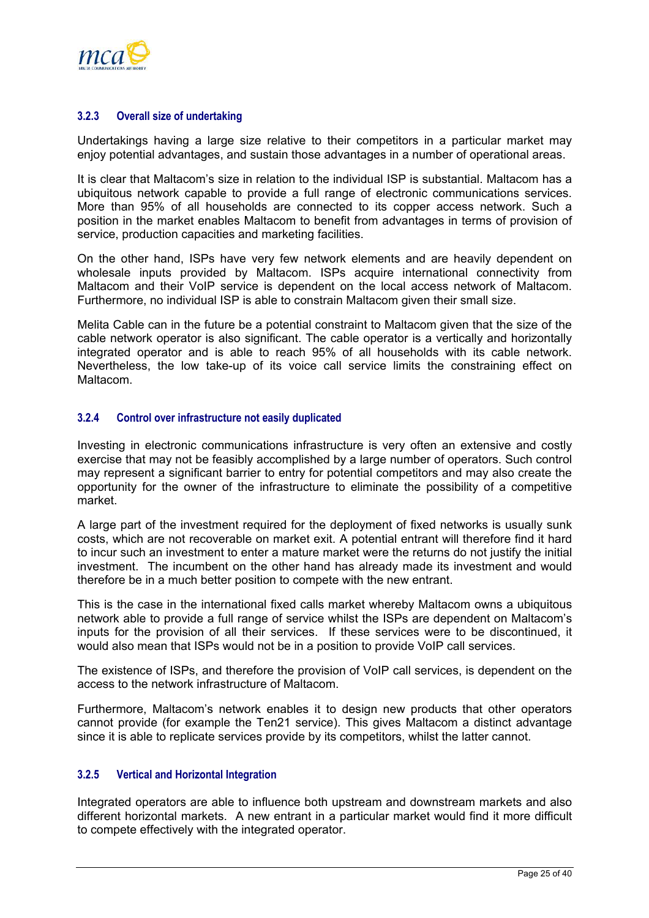### 3.2.3 Overall size of undertaking

Undertakings having a large size relative to their competitors in a particular market may enjoy potential advantages, and sustain those advantages in a number of operational areas.

It is clear that Maltacom's size in relation to the individual ISP is substantial. Maltacom has a ubiquitous network capable to provide a full range of electronic communications services. More than 95% of all households are connected to its copper access network. Such a position in the market enables Maltacom to benefit from advantages in terms of provision of service, production capacities and marketing facilities.

On the other hand, ISPs have very few network elements and are heavily dependent on wholesale inputs provided by Maltacom. ISPs acquire international connectivity from Maltacom and their VoIP service is dependent on the local access network of Maltacom. Furthermore, no individual ISP is able to constrain Maltacom given their small size.

Melita Cable can in the future be a potential constraint to Maltacom given that the size of the cable network operator is also significant. The cable operator is a vertically and horizontally integrated operator and is able to reach 95% of all households with its cable network. Nevertheless, the low take-up of its voice call service limits the constraining effect on Maltacom.

### 3.2.4 Control over infrastructure not easily duplicated

Investing in electronic communications infrastructure is very often an extensive and costly exercise that may not be feasibly accomplished by a large number of operators. Such control may represent a significant barrier to entry for potential competitors and may also create the opportunity for the owner of the infrastructure to eliminate the possibility of a competitive market.

A large part of the investment required for the deployment of fixed networks is usually sunk costs, which are not recoverable on market exit. A potential entrant will therefore find it hard to incur such an investment to enter a mature market were the returns do not justify the initial investment. The incumbent on the other hand has already made its investment and would therefore be in a much better position to compete with the new entrant.

This is the case in the international fixed calls market whereby Maltacom owns a ubiquitous network able to provide a full range of service whilst the ISPs are dependent on Maltacom's inputs for the provision of all their services. If these services were to be discontinued, it would also mean that ISPs would not be in a position to provide VoIP call services.

The existence of ISPs, and therefore the provision of VoIP call services, is dependent on the access to the network infrastructure of Maltacom.

Furthermore, Maltacom's network enables it to design new products that other operators cannot provide (for example the Ten21 service). This gives Maltacom a distinct advantage since it is able to replicate services provide by its competitors, whilst the latter cannot.

### 3.2.5 Vertical and Horizontal Integration

Integrated operators are able to influence both upstream and downstream markets and also different horizontal markets. A new entrant in a particular market would find it more difficult to compete effectively with the integrated operator.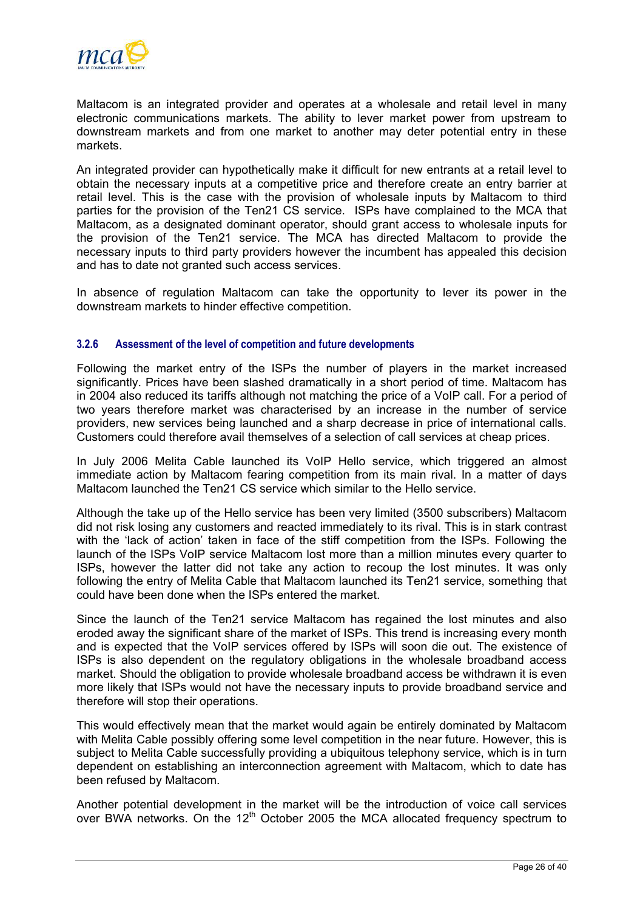Maltacom is an integrated provider and operates at a wholesale and retail level in many electronic communications markets. The ability to lever market power from upstream to downstream markets and from one market to another may deter potential entry in these markets.

An integrated provider can hypothetically make it difficult for new entrants at a retail level to obtain the necessary inputs at a competitive price and therefore create an entry barrier at retail level. This is the case with the provision of wholesale inputs by Maltacom to third parties for the provision of the Ten21 CS service. ISPs have complained to the MCA that Maltacom, as a designated dominant operator, should grant access to wholesale inputs for the provision of the Ten21 service. The MCA has directed Maltacom to provide the necessary inputs to third party providers however the incumbent has appealed this decision and has to date not granted such access services.

In absence of regulation Maltacom can take the opportunity to lever its power in the downstream markets to hinder effective competition.

#### 3.2.6 Assessment of the level of competition and future developments

Following the market entry of the ISPs the number of players in the market increased significantly. Prices have been slashed dramatically in a short period of time. Maltacom has in 2004 also reduced its tariffs although not matching the price of a VoIP call. For a period of two years therefore market was characterised by an increase in the number of service providers, new services being launched and a sharp decrease in price of international calls. Customers could therefore avail themselves of a selection of call services at cheap prices.

In July 2006 Melita Cable launched its VoIP Hello service, which triggered an almost immediate action by Maltacom fearing competition from its main rival. In a matter of days Maltacom launched the Ten21 CS service which similar to the Hello service.

Although the take up of the Hello service has been very limited (3500 subscribers) Maltacom did not risk losing any customers and reacted immediately to its rival. This is in stark contrast with the 'lack of action' taken in face of the stiff competition from the ISPs. Following the launch of the ISPs VoIP service Maltacom lost more than a million minutes every quarter to ISPs, however the latter did not take any action to recoup the lost minutes. It was only following the entry of Melita Cable that Maltacom launched its Ten21 service, something that could have been done when the ISPs entered the market.

Since the launch of the Ten21 service Maltacom has regained the lost minutes and also eroded away the significant share of the market of ISPs. This trend is increasing every month and is expected that the VoIP services offered by ISPs will soon die out. The existence of ISPs is also dependent on the regulatory obligations in the wholesale broadband access market. Should the obligation to provide wholesale broadband access be withdrawn it is even more likely that ISPs would not have the necessary inputs to provide broadband service and therefore will stop their operations.

This would effectively mean that the market would again be entirely dominated by Maltacom with Melita Cable possibly offering some level competition in the near future. However, this is subject to Melita Cable successfully providing a ubiquitous telephony service, which is in turn dependent on establishing an interconnection agreement with Maltacom, which to date has been refused by Maltacom.

Another potential development in the market will be the introduction of voice call services over BWA networks. On the 12th October 2005 the MCA allocated frequency spectrum to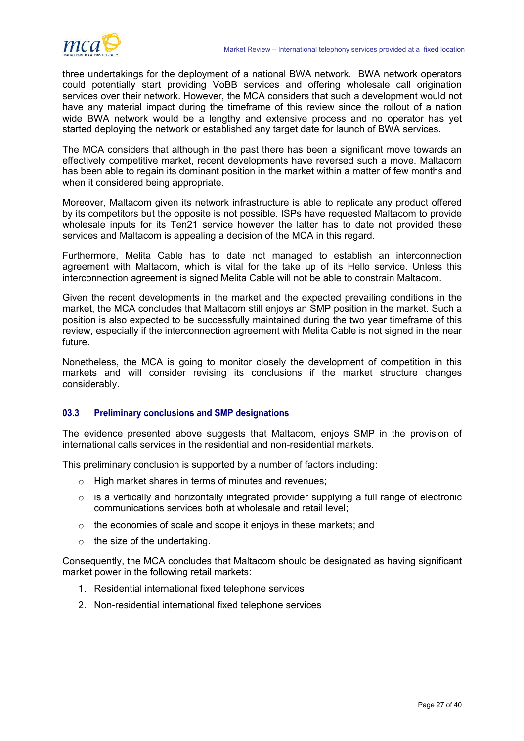three undertakings for the deployment of a national BWA network. BWA network operators could potentially start providing VoBB services and offering wholesale call origination services over their network. However, the MCA considers that such a development would not have any material impact during the timeframe of this review since the rollout of a nation wide BWA network would be a lengthy and extensive process and no operator has yet started deploying the network or established any target date for launch of BWA services.

The MCA considers that although in the past there has been a significant move towards an effectively competitive market, recent developments have reversed such a move. Maltacom has been able to regain its dominant position in the market within a matter of few months and when it considered being appropriate.

Moreover, Maltacom given its network infrastructure is able to replicate any product offered by its competitors but the opposite is not possible. ISPs have requested Maltacom to provide wholesale inputs for its Ten21 service however the latter has to date not provided these services and Maltacom is appealing a decision of the MCA in this regard.

Furthermore, Melita Cable has to date not managed to establish an interconnection agreement with Maltacom, which is vital for the take up of its Hello service. Unless this interconnection agreement is signed Melita Cable will not be able to constrain Maltacom.

Given the recent developments in the market and the expected prevailing conditions in the market, the MCA concludes that Maltacom still enjoys an SMP position in the market. Such a position is also expected to be successfully maintained during the two year timeframe of this review, especially if the interconnection agreement with Melita Cable is not signed in the near future.

Nonetheless, the MCA is going to monitor closely the development of competition in this markets and will consider revising its conclusions if the market structure changes considerably.

### 03.3 Preliminary conclusions and SMP designations

The evidence presented above suggests that Maltacom, enjoys SMP in the provision of international calls services in the residential and non-residential markets.

This preliminary conclusion is supported by a number of factors including:

- High market shares in terms of minutes and revenues;
- is a vertically and horizontally integrated provider supplying a full range of electronic communications services both at wholesale and retail level;
- the economies of scale and scope it enjoys in these markets; and
- the size of the undertaking.

Consequently, the MCA concludes that Maltacom should be designated as having significant market power in the following retail markets:

1. Residential international fixed telephone services
2. Non-residential international fixed telephone services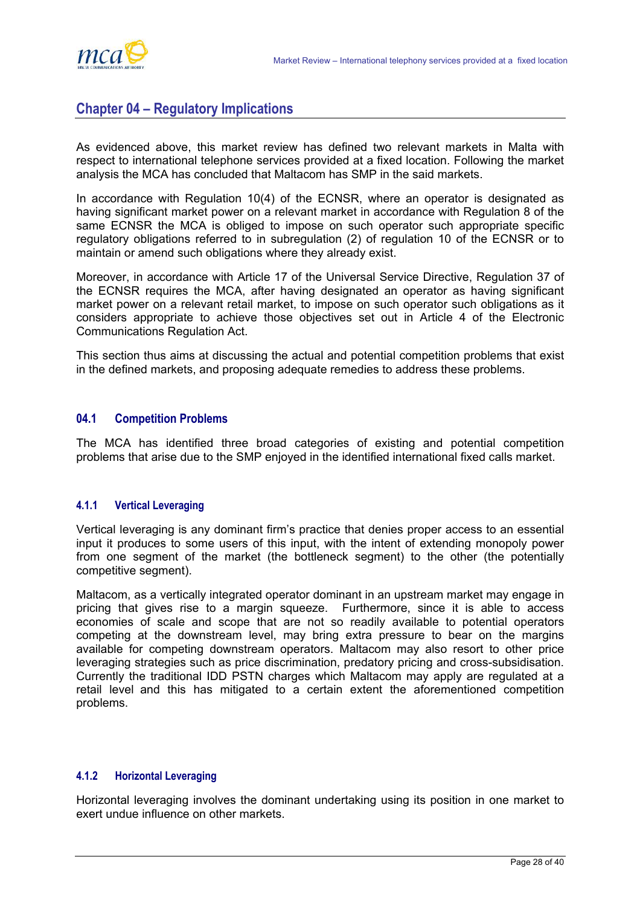## Chapter 04 – Regulatory Implications

As evidenced above, this market review has defined two relevant markets in Malta with respect to international telephone services provided at a fixed location. Following the market analysis the MCA has concluded that Maltacom has SMP in the said markets.

In accordance with Regulation 10(4) of the ECNSR, where an operator is designated as having significant market power on a relevant market in accordance with Regulation 8 of the same ECNSR the MCA is obliged to impose on such operator such appropriate specific regulatory obligations referred to in subregulation (2) of regulation 10 of the ECNSR or to maintain or amend such obligations where they already exist.

Moreover, in accordance with Article 17 of the Universal Service Directive, Regulation 37 of the ECNSR requires the MCA, after having designated an operator as having significant market power on a relevant retail market, to impose on such operator such obligations as it considers appropriate to achieve those objectives set out in Article 4 of the Electronic Communications Regulation Act.

This section thus aims at discussing the actual and potential competition problems that exist in the defined markets, and proposing adequate remedies to address these problems.

### 04.1 Competition Problems

The MCA has identified three broad categories of existing and potential competition problems that arise due to the SMP enjoyed in the identified international fixed calls market.

#### 4.1.1 Vertical Leveraging

Vertical leveraging is any dominant firm's practice that denies proper access to an essential input it produces to some users of this input, with the intent of extending monopoly power from one segment of the market (the bottleneck segment) to the other (the potentially competitive segment).

Maltacom, as a vertically integrated operator dominant in an upstream market may engage in pricing that gives rise to a margin squeeze. Furthermore, since it is able to access economies of scale and scope that are not so readily available to potential operators competing at the downstream level, may bring extra pressure to bear on the margins available for competing downstream operators. Maltacom may also resort to other price leveraging strategies such as price discrimination, predatory pricing and cross-subsidisation. Currently the traditional IDD PSTN charges which Maltacom may apply are regulated at a retail level and this has mitigated to a certain extent the aforementioned competition problems.

#### 4.1.2 Horizontal Leveraging

Horizontal leveraging involves the dominant undertaking using its position in one market to exert undue influence on other markets.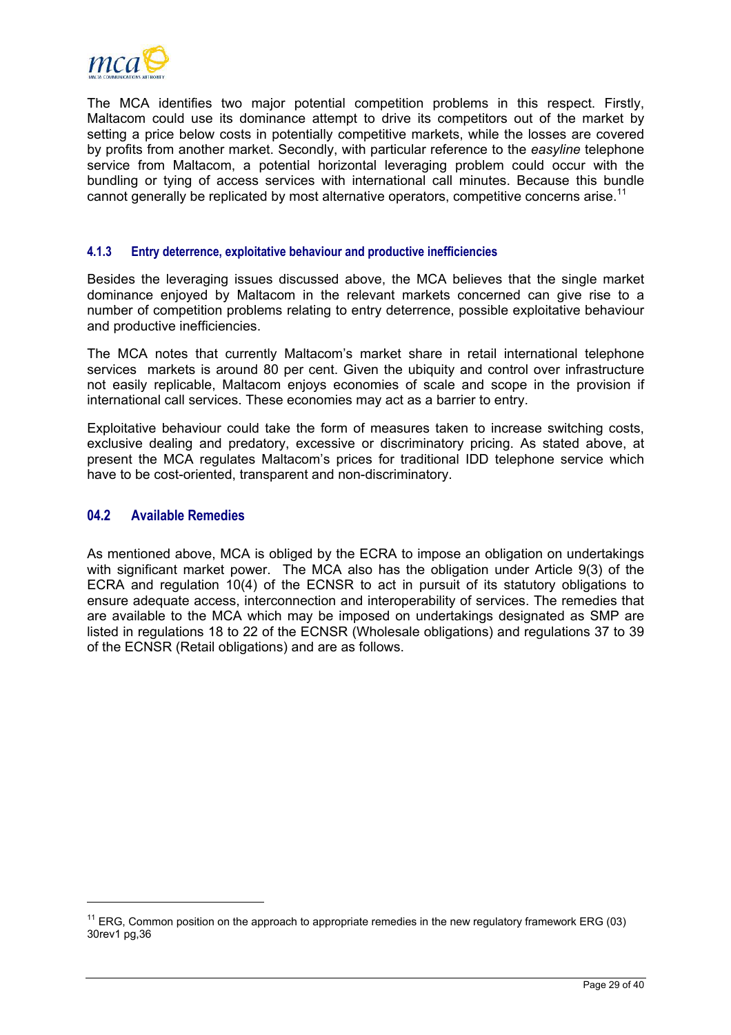The MCA identifies two major potential competition problems in this respect. Firstly, Maltacom could use its dominance attempt to drive its competitors out of the market by setting a price below costs in potentially competitive markets, while the losses are covered by profits from another market. Secondly, with particular reference to the *easyline* telephone service from Maltacom, a potential horizontal leveraging problem could occur with the bundling or tying of access services with international call minutes. Because this bundle cannot generally be replicated by most alternative operators, competitive concerns arise.[11]

### 4.1.3 Entry deterrence, exploitative behaviour and productive inefficiencies

Besides the leveraging issues discussed above, the MCA believes that the single market dominance enjoyed by Maltacom in the relevant markets concerned can give rise to a number of competition problems relating to entry deterrence, possible exploitative behaviour and productive inefficiencies.

The MCA notes that currently Maltacom's market share in retail international telephone services markets is around 80 per cent. Given the ubiquity and control over infrastructure not easily replicable, Maltacom enjoys economies of scale and scope in the provision if international call services. These economies may act as a barrier to entry.

Exploitative behaviour could take the form of measures taken to increase switching costs, exclusive dealing and predatory, excessive or discriminatory pricing. As stated above, at present the MCA regulates Maltacom's prices for traditional IDD telephone service which have to be cost-oriented, transparent and non-discriminatory.

## 04.2 Available Remedies

As mentioned above, MCA is obliged by the ECRA to impose an obligation on undertakings with significant market power. The MCA also has the obligation under Article 9(3) of the ECRA and regulation 10(4) of the ECNSR to act in pursuit of its statutory obligations to ensure adequate access, interconnection and interoperability of services. The remedies that are available to the MCA which may be imposed on undertakings designated as SMP are listed in regulations 18 to 22 of the ECNSR (Wholesale obligations) and regulations 37 to 39 of the ECNSR (Retail obligations) and are as follows.

---

[11] ERG, Common position on the approach to appropriate remedies in the new regulatory framework ERG (03) 30rev1 pg,36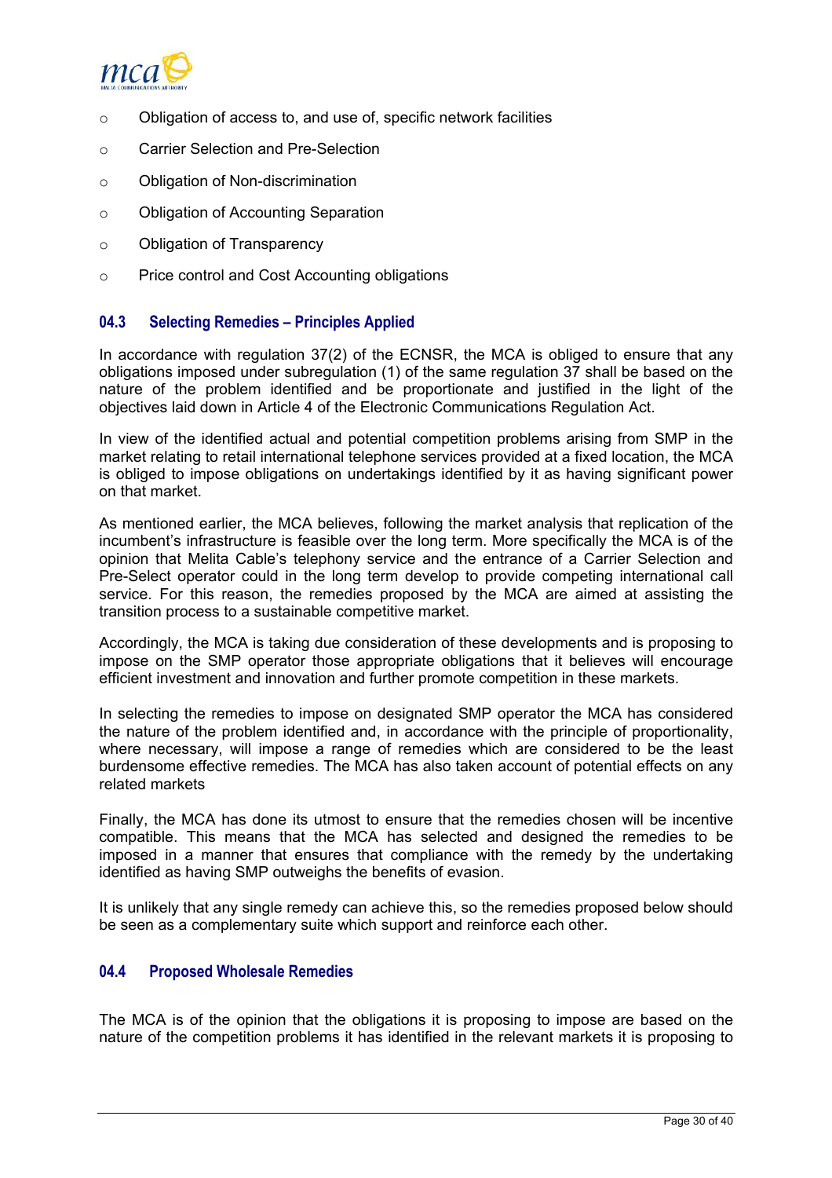- Obligation of access to, and use of, specific network facilities
- Carrier Selection and Pre-Selection
- Obligation of Non-discrimination
- Obligation of Accounting Separation
- Obligation of Transparency
- Price control and Cost Accounting obligations

## 04.3 Selecting Remedies – Principles Applied

In accordance with regulation 37(2) of the ECNSR, the MCA is obliged to ensure that any obligations imposed under subregulation (1) of the same regulation 37 shall be based on the nature of the problem identified and be proportionate and justified in the light of the objectives laid down in Article 4 of the Electronic Communications Regulation Act.

In view of the identified actual and potential competition problems arising from SMP in the market relating to retail international telephone services provided at a fixed location, the MCA is obliged to impose obligations on undertakings identified by it as having significant power on that market.

As mentioned earlier, the MCA believes, following the market analysis that replication of the incumbent's infrastructure is feasible over the long term. More specifically the MCA is of the opinion that Melita Cable's telephony service and the entrance of a Carrier Selection and Pre-Select operator could in the long term develop to provide competing international call service. For this reason, the remedies proposed by the MCA are aimed at assisting the transition process to a sustainable competitive market.

Accordingly, the MCA is taking due consideration of these developments and is proposing to impose on the SMP operator those appropriate obligations that it believes will encourage efficient investment and innovation and further promote competition in these markets.

In selecting the remedies to impose on designated SMP operator the MCA has considered the nature of the problem identified and, in accordance with the principle of proportionality, where necessary, will impose a range of remedies which are considered to be the least burdensome effective remedies. The MCA has also taken account of potential effects on any related markets

Finally, the MCA has done its utmost to ensure that the remedies chosen will be incentive compatible. This means that the MCA has selected and designed the remedies to be imposed in a manner that ensures that compliance with the remedy by the undertaking identified as having SMP outweighs the benefits of evasion.

It is unlikely that any single remedy can achieve this, so the remedies proposed below should be seen as a complementary suite which support and reinforce each other.

## 04.4 Proposed Wholesale Remedies

The MCA is of the opinion that the obligations it is proposing to impose are based on the nature of the competition problems it has identified in the relevant markets it is proposing to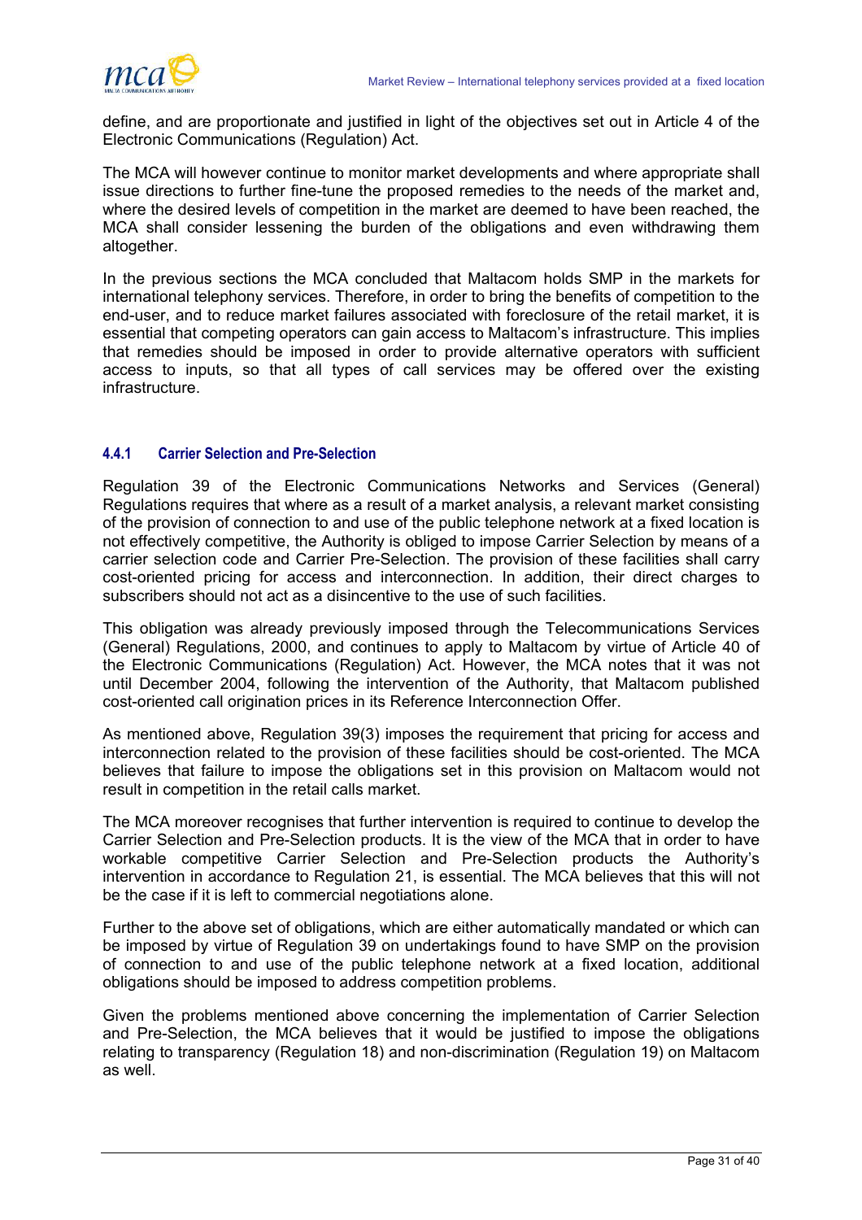define, and are proportionate and justified in light of the objectives set out in Article 4 of the Electronic Communications (Regulation) Act.

The MCA will however continue to monitor market developments and where appropriate shall issue directions to further fine-tune the proposed remedies to the needs of the market and, where the desired levels of competition in the market are deemed to have been reached, the MCA shall consider lessening the burden of the obligations and even withdrawing them altogether.

In the previous sections the MCA concluded that Maltacom holds SMP in the markets for international telephony services. Therefore, in order to bring the benefits of competition to the end-user, and to reduce market failures associated with foreclosure of the retail market, it is essential that competing operators can gain access to Maltacom's infrastructure. This implies that remedies should be imposed in order to provide alternative operators with sufficient access to inputs, so that all types of call services may be offered over the existing infrastructure.

#### 4.4.1 Carrier Selection and Pre-Selection

Regulation 39 of the Electronic Communications Networks and Services (General) Regulations requires that where as a result of a market analysis, a relevant market consisting of the provision of connection to and use of the public telephone network at a fixed location is not effectively competitive, the Authority is obliged to impose Carrier Selection by means of a carrier selection code and Carrier Pre-Selection. The provision of these facilities shall carry cost-oriented pricing for access and interconnection. In addition, their direct charges to subscribers should not act as a disincentive to the use of such facilities.

This obligation was already previously imposed through the Telecommunications Services (General) Regulations, 2000, and continues to apply to Maltacom by virtue of Article 40 of the Electronic Communications (Regulation) Act. However, the MCA notes that it was not until December 2004, following the intervention of the Authority, that Maltacom published cost-oriented call origination prices in its Reference Interconnection Offer.

As mentioned above, Regulation 39(3) imposes the requirement that pricing for access and interconnection related to the provision of these facilities should be cost-oriented. The MCA believes that failure to impose the obligations set in this provision on Maltacom would not result in competition in the retail calls market.

The MCA moreover recognises that further intervention is required to continue to develop the Carrier Selection and Pre-Selection products. It is the view of the MCA that in order to have workable competitive Carrier Selection and Pre-Selection products the Authority's intervention in accordance to Regulation 21, is essential. The MCA believes that this will not be the case if it is left to commercial negotiations alone.

Further to the above set of obligations, which are either automatically mandated or which can be imposed by virtue of Regulation 39 on undertakings found to have SMP on the provision of connection to and use of the public telephone network at a fixed location, additional obligations should be imposed to address competition problems.

Given the problems mentioned above concerning the implementation of Carrier Selection and Pre-Selection, the MCA believes that it would be justified to impose the obligations relating to transparency (Regulation 18) and non-discrimination (Regulation 19) on Maltacom as well.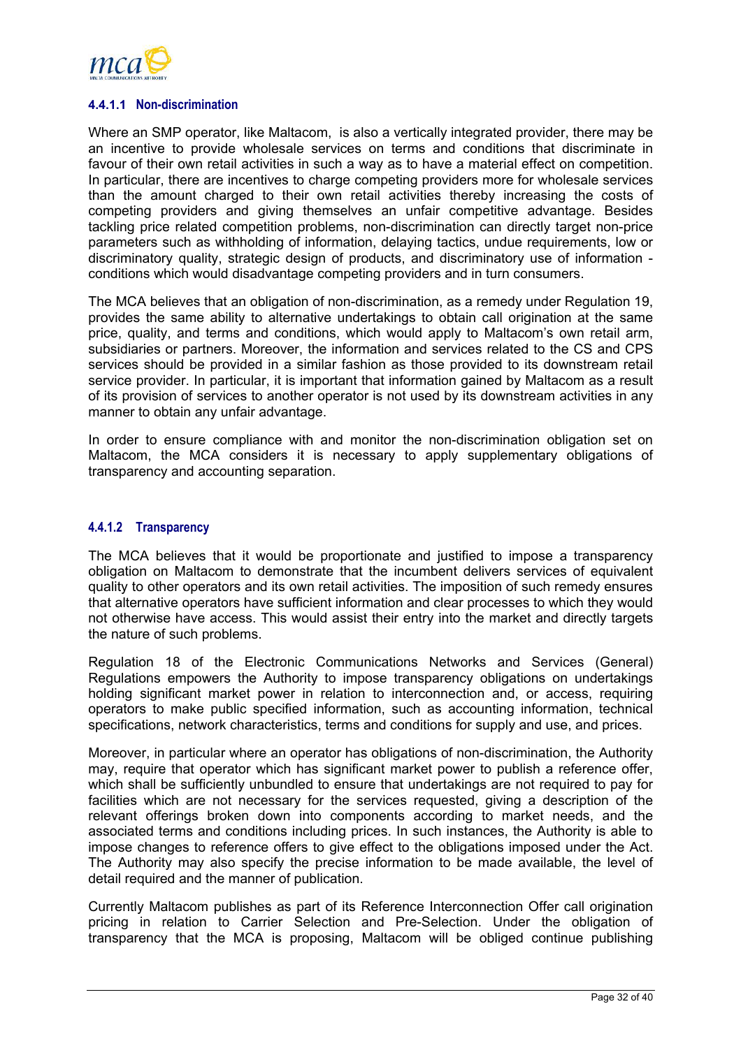#### 4.4.1.1 Non-discrimination

Where an SMP operator, like Maltacom, is also a vertically integrated provider, there may be an incentive to provide wholesale services on terms and conditions that discriminate in favour of their own retail activities in such a way as to have a material effect on competition. In particular, there are incentives to charge competing providers more for wholesale services than the amount charged to their own retail activities thereby increasing the costs of competing providers and giving themselves an unfair competitive advantage. Besides tackling price related competition problems, non-discrimination can directly target non-price parameters such as withholding of information, delaying tactics, undue requirements, low or discriminatory quality, strategic design of products, and discriminatory use of information - conditions which would disadvantage competing providers and in turn consumers.

The MCA believes that an obligation of non-discrimination, as a remedy under Regulation 19, provides the same ability to alternative undertakings to obtain call origination at the same price, quality, and terms and conditions, which would apply to Maltacom's own retail arm, subsidiaries or partners. Moreover, the information and services related to the CS and CPS services should be provided in a similar fashion as those provided to its downstream retail service provider. In particular, it is important that information gained by Maltacom as a result of its provision of services to another operator is not used by its downstream activities in any manner to obtain any unfair advantage.

In order to ensure compliance with and monitor the non-discrimination obligation set on Maltacom, the MCA considers it is necessary to apply supplementary obligations of transparency and accounting separation.

#### 4.4.1.2 Transparency

The MCA believes that it would be proportionate and justified to impose a transparency obligation on Maltacom to demonstrate that the incumbent delivers services of equivalent quality to other operators and its own retail activities. The imposition of such remedy ensures that alternative operators have sufficient information and clear processes to which they would not otherwise have access. This would assist their entry into the market and directly targets the nature of such problems.

Regulation 18 of the Electronic Communications Networks and Services (General) Regulations empowers the Authority to impose transparency obligations on undertakings holding significant market power in relation to interconnection and, or access, requiring operators to make public specified information, such as accounting information, technical specifications, network characteristics, terms and conditions for supply and use, and prices.

Moreover, in particular where an operator has obligations of non-discrimination, the Authority may, require that operator which has significant market power to publish a reference offer, which shall be sufficiently unbundled to ensure that undertakings are not required to pay for facilities which are not necessary for the services requested, giving a description of the relevant offerings broken down into components according to market needs, and the associated terms and conditions including prices. In such instances, the Authority is able to impose changes to reference offers to give effect to the obligations imposed under the Act. The Authority may also specify the precise information to be made available, the level of detail required and the manner of publication.

Currently Maltacom publishes as part of its Reference Interconnection Offer call origination pricing in relation to Carrier Selection and Pre-Selection. Under the obligation of transparency that the MCA is proposing, Maltacom will be obliged continue publishing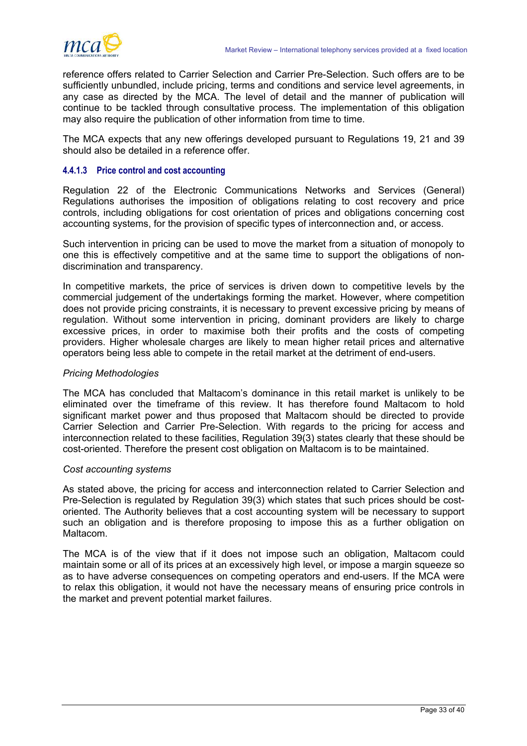reference offers related to Carrier Selection and Carrier Pre-Selection. Such offers are to be sufficiently unbundled, include pricing, terms and conditions and service level agreements, in any case as directed by the MCA. The level of detail and the manner of publication will continue to be tackled through consultative process. The implementation of this obligation may also require the publication of other information from time to time.

The MCA expects that any new offerings developed pursuant to Regulations 19, 21 and 39 should also be detailed in a reference offer.

#### 4.4.1.3 Price control and cost accounting

Regulation 22 of the Electronic Communications Networks and Services (General) Regulations authorises the imposition of obligations relating to cost recovery and price controls, including obligations for cost orientation of prices and obligations concerning cost accounting systems, for the provision of specific types of interconnection and, or access.

Such intervention in pricing can be used to move the market from a situation of monopoly to one this is effectively competitive and at the same time to support the obligations of non-discrimination and transparency.

In competitive markets, the price of services is driven down to competitive levels by the commercial judgement of the undertakings forming the market. However, where competition does not provide pricing constraints, it is necessary to prevent excessive pricing by means of regulation. Without some intervention in pricing, dominant providers are likely to charge excessive prices, in order to maximise both their profits and the costs of competing providers. Higher wholesale charges are likely to mean higher retail prices and alternative operators being less able to compete in the retail market at the detriment of end-users.

*Pricing Methodologies*

The MCA has concluded that Maltacom's dominance in this retail market is unlikely to be eliminated over the timeframe of this review. It has therefore found Maltacom to hold significant market power and thus proposed that Maltacom should be directed to provide Carrier Selection and Carrier Pre-Selection. With regards to the pricing for access and interconnection related to these facilities, Regulation 39(3) states clearly that these should be cost-oriented. Therefore the present cost obligation on Maltacom is to be maintained.

*Cost accounting systems*

As stated above, the pricing for access and interconnection related to Carrier Selection and Pre-Selection is regulated by Regulation 39(3) which states that such prices should be cost-oriented. The Authority believes that a cost accounting system will be necessary to support such an obligation and is therefore proposing to impose this as a further obligation on Maltacom.

The MCA is of the view that if it does not impose such an obligation, Maltacom could maintain some or all of its prices at an excessively high level, or impose a margin squeeze so as to have adverse consequences on competing operators and end-users. If the MCA were to relax this obligation, it would not have the necessary means of ensuring price controls in the market and prevent potential market failures.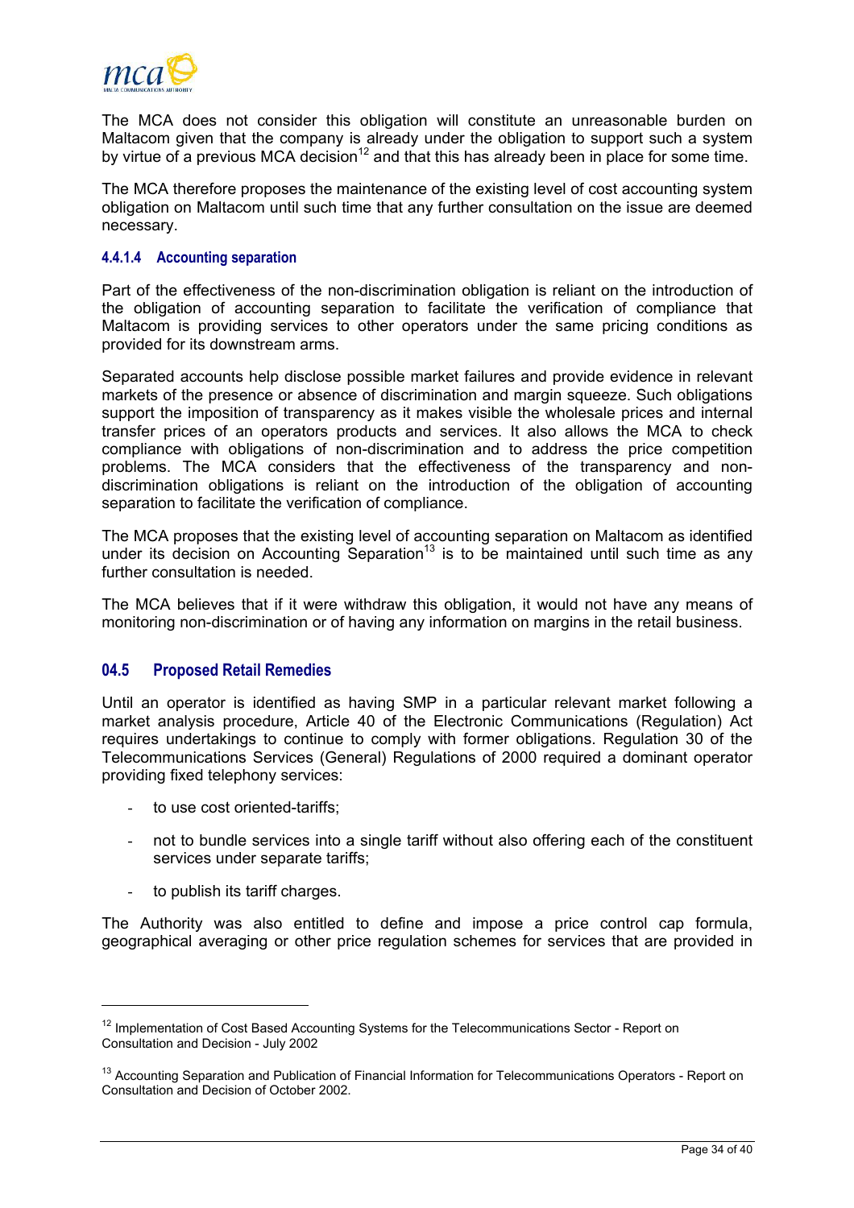The MCA does not consider this obligation will constitute an unreasonable burden on Maltacom given that the company is already under the obligation to support such a system by virtue of a previous MCA decision[12] and that this has already been in place for some time.

The MCA therefore proposes the maintenance of the existing level of cost accounting system obligation on Maltacom until such time that any further consultation on the issue are deemed necessary.

#### 4.4.1.4 Accounting separation

Part of the effectiveness of the non-discrimination obligation is reliant on the introduction of the obligation of accounting separation to facilitate the verification of compliance that Maltacom is providing services to other operators under the same pricing conditions as provided for its downstream arms.

Separated accounts help disclose possible market failures and provide evidence in relevant markets of the presence or absence of discrimination and margin squeeze. Such obligations support the imposition of transparency as it makes visible the wholesale prices and internal transfer prices of an operators products and services. It also allows the MCA to check compliance with obligations of non-discrimination and to address the price competition problems. The MCA considers that the effectiveness of the transparency and non-discrimination obligations is reliant on the introduction of the obligation of accounting separation to facilitate the verification of compliance.

The MCA proposes that the existing level of accounting separation on Maltacom as identified under its decision on Accounting Separation[13] is to be maintained until such time as any further consultation is needed.

The MCA believes that if it were withdraw this obligation, it would not have any means of monitoring non-discrimination or of having any information on margins in the retail business.

### 04.5 Proposed Retail Remedies

Until an operator is identified as having SMP in a particular relevant market following a market analysis procedure, Article 40 of the Electronic Communications (Regulation) Act requires undertakings to continue to comply with former obligations. Regulation 30 of the Telecommunications Services (General) Regulations of 2000 required a dominant operator providing fixed telephony services:

- to use cost oriented-tariffs;
- not to bundle services into a single tariff without also offering each of the constituent services under separate tariffs;
- to publish its tariff charges.

The Authority was also entitled to define and impose a price control cap formula, geographical averaging or other price regulation schemes for services that are provided in

---

[12] Implementation of Cost Based Accounting Systems for the Telecommunications Sector - Report on Consultation and Decision - July 2002

[13] Accounting Separation and Publication of Financial Information for Telecommunications Operators - Report on Consultation and Decision of October 2002.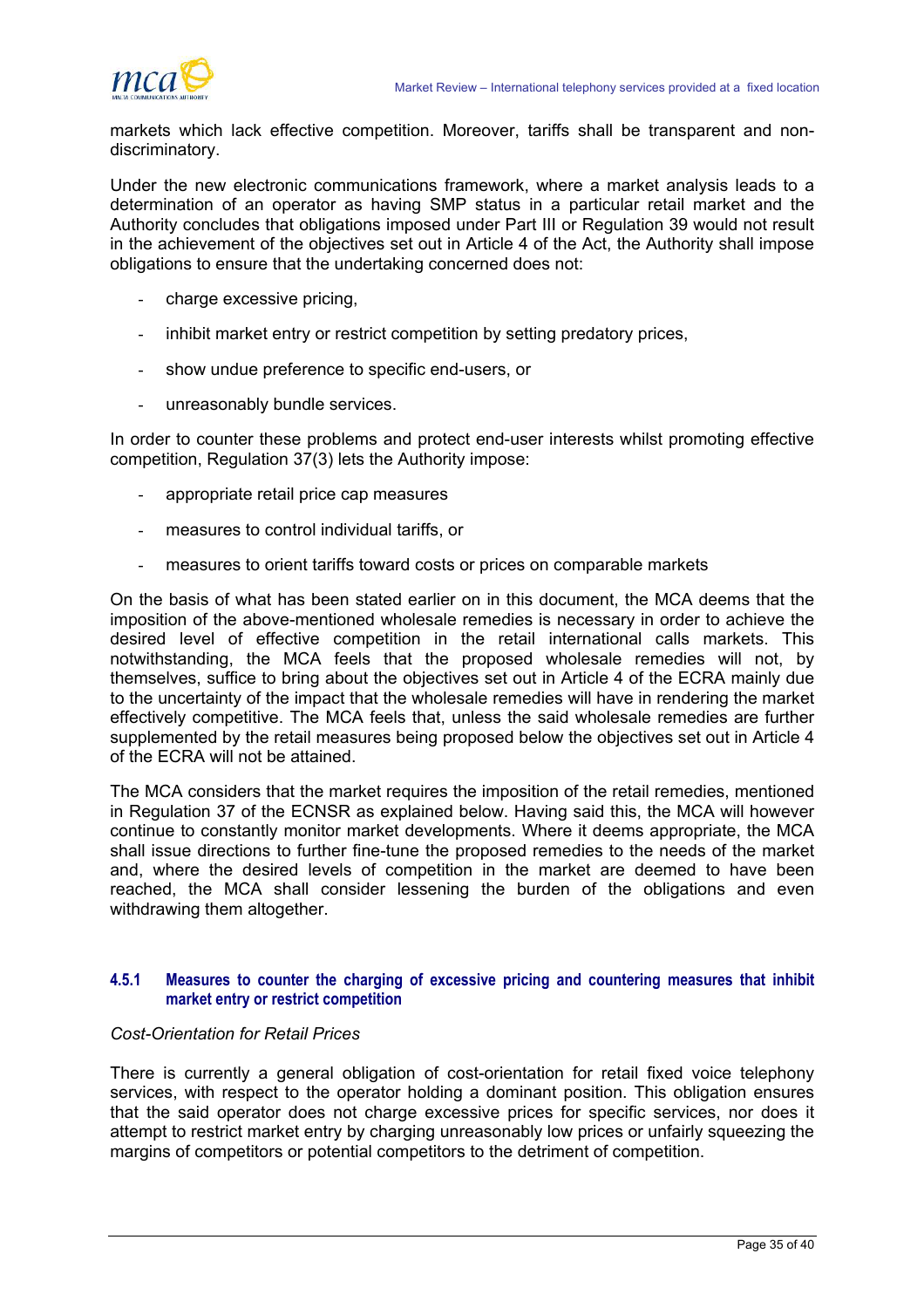markets which lack effective competition. Moreover, tariffs shall be transparent and non-discriminatory.

Under the new electronic communications framework, where a market analysis leads to a determination of an operator as having SMP status in a particular retail market and the Authority concludes that obligations imposed under Part III or Regulation 39 would not result in the achievement of the objectives set out in Article 4 of the Act, the Authority shall impose obligations to ensure that the undertaking concerned does not:

- charge excessive pricing,
- inhibit market entry or restrict competition by setting predatory prices,
- show undue preference to specific end-users, or
- unreasonably bundle services.

In order to counter these problems and protect end-user interests whilst promoting effective competition, Regulation 37(3) lets the Authority impose:

- appropriate retail price cap measures
- measures to control individual tariffs, or
- measures to orient tariffs toward costs or prices on comparable markets

On the basis of what has been stated earlier on in this document, the MCA deems that the imposition of the above-mentioned wholesale remedies is necessary in order to achieve the desired level of effective competition in the retail international calls markets. This notwithstanding, the MCA feels that the proposed wholesale remedies will not, by themselves, suffice to bring about the objectives set out in Article 4 of the ECRA mainly due to the uncertainty of the impact that the wholesale remedies will have in rendering the market effectively competitive. The MCA feels that, unless the said wholesale remedies are further supplemented by the retail measures being proposed below the objectives set out in Article 4 of the ECRA will not be attained.

The MCA considers that the market requires the imposition of the retail remedies, mentioned in Regulation 37 of the ECNSR as explained below. Having said this, the MCA will however continue to constantly monitor market developments. Where it deems appropriate, the MCA shall issue directions to further fine-tune the proposed remedies to the needs of the market and, where the desired levels of competition in the market are deemed to have been reached, the MCA shall consider lessening the burden of the obligations and even withdrawing them altogether.

#### 4.5.1 Measures to counter the charging of excessive pricing and countering measures that inhibit market entry or restrict competition

*Cost-Orientation for Retail Prices*

There is currently a general obligation of cost-orientation for retail fixed voice telephony services, with respect to the operator holding a dominant position. This obligation ensures that the said operator does not charge excessive prices for specific services, nor does it attempt to restrict market entry by charging unreasonably low prices or unfairly squeezing the margins of competitors or potential competitors to the detriment of competition.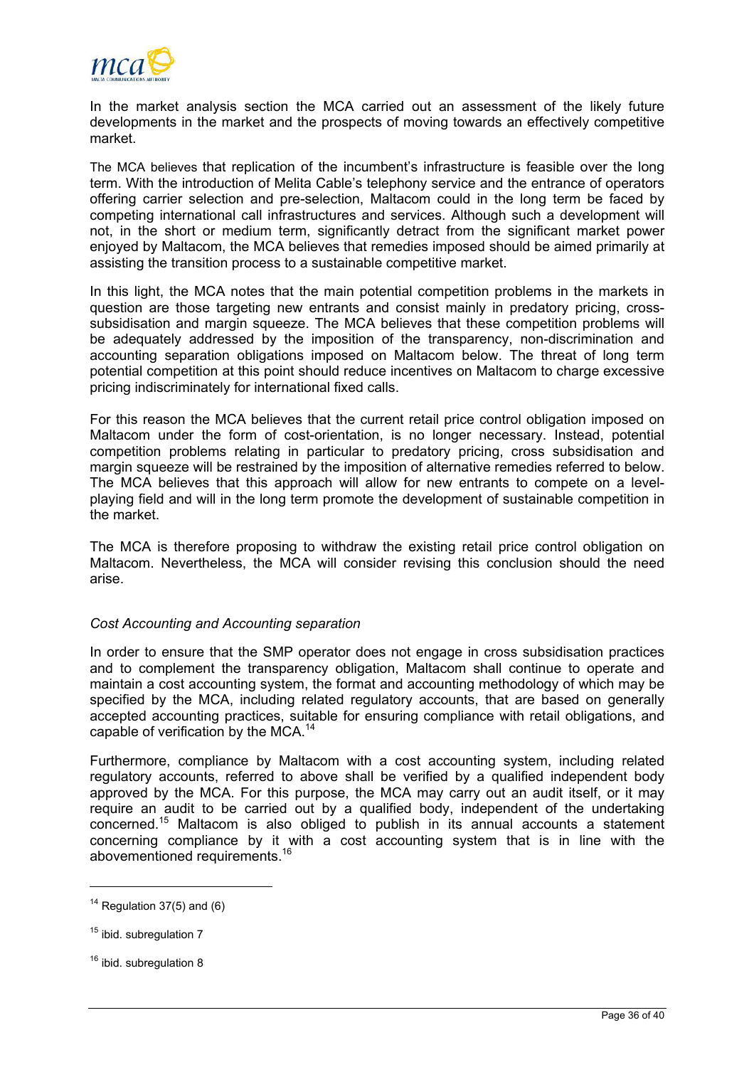In the market analysis section the MCA carried out an assessment of the likely future developments in the market and the prospects of moving towards an effectively competitive market.

The MCA believes that replication of the incumbent's infrastructure is feasible over the long term. With the introduction of Melita Cable's telephony service and the entrance of operators offering carrier selection and pre-selection, Maltacom could in the long term be faced by competing international call infrastructures and services. Although such a development will not, in the short or medium term, significantly detract from the significant market power enjoyed by Maltacom, the MCA believes that remedies imposed should be aimed primarily at assisting the transition process to a sustainable competitive market.

In this light, the MCA notes that the main potential competition problems in the markets in question are those targeting new entrants and consist mainly in predatory pricing, cross-subsidisation and margin squeeze. The MCA believes that these competition problems will be adequately addressed by the imposition of the transparency, non-discrimination and accounting separation obligations imposed on Maltacom below. The threat of long term potential competition at this point should reduce incentives on Maltacom to charge excessive pricing indiscriminately for international fixed calls.

For this reason the MCA believes that the current retail price control obligation imposed on Maltacom under the form of cost-orientation, is no longer necessary. Instead, potential competition problems relating in particular to predatory pricing, cross subsidisation and margin squeeze will be restrained by the imposition of alternative remedies referred to below. The MCA believes that this approach will allow for new entrants to compete on a level-playing field and will in the long term promote the development of sustainable competition in the market.

The MCA is therefore proposing to withdraw the existing retail price control obligation on Maltacom. Nevertheless, the MCA will consider revising this conclusion should the need arise.

*Cost Accounting and Accounting separation*

In order to ensure that the SMP operator does not engage in cross subsidisation practices and to complement the transparency obligation, Maltacom shall continue to operate and maintain a cost accounting system, the format and accounting methodology of which may be specified by the MCA, including related regulatory accounts, that are based on generally accepted accounting practices, suitable for ensuring compliance with retail obligations, and capable of verification by the MCA.[14]

Furthermore, compliance by Maltacom with a cost accounting system, including related regulatory accounts, referred to above shall be verified by a qualified independent body approved by the MCA. For this purpose, the MCA may carry out an audit itself, or it may require an audit to be carried out by a qualified body, independent of the undertaking concerned.[15] Maltacom is also obliged to publish in its annual accounts a statement concerning compliance by it with a cost accounting system that is in line with the abovementioned requirements.[16]

---

[14] Regulation 37(5) and (6)

[15] ibid. subregulation 7

[16] ibid. subregulation 8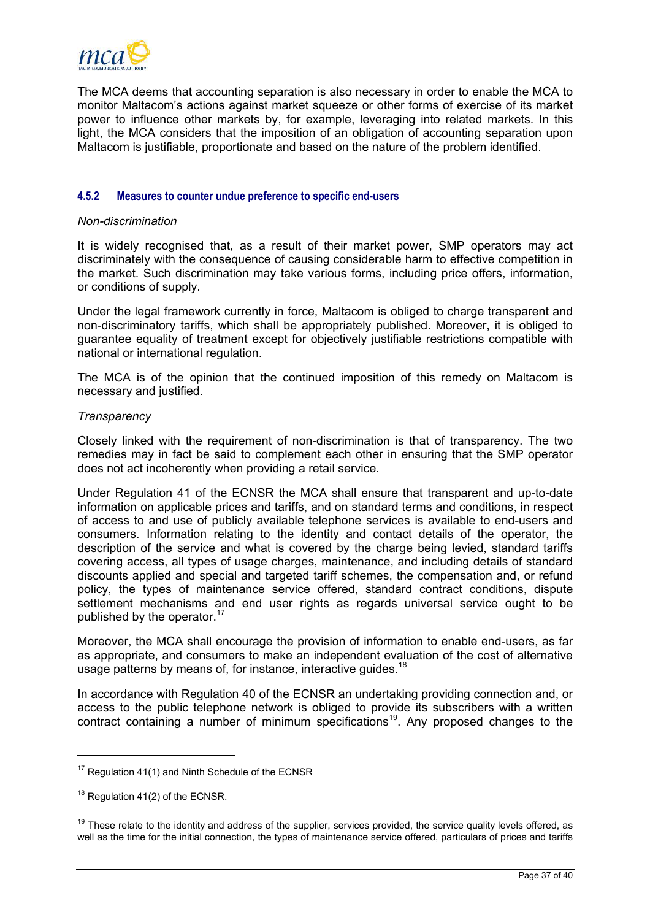The MCA deems that accounting separation is also necessary in order to enable the MCA to monitor Maltacom's actions against market squeeze or other forms of exercise of its market power to influence other markets by, for example, leveraging into related markets. In this light, the MCA considers that the imposition of an obligation of accounting separation upon Maltacom is justifiable, proportionate and based on the nature of the problem identified.

#### 4.5.2 Measures to counter undue preference to specific end-users

*Non-discrimination*

It is widely recognised that, as a result of their market power, SMP operators may act discriminately with the consequence of causing considerable harm to effective competition in the market. Such discrimination may take various forms, including price offers, information, or conditions of supply.

Under the legal framework currently in force, Maltacom is obliged to charge transparent and non-discriminatory tariffs, which shall be appropriately published. Moreover, it is obliged to guarantee equality of treatment except for objectively justifiable restrictions compatible with national or international regulation.

The MCA is of the opinion that the continued imposition of this remedy on Maltacom is necessary and justified.

*Transparency*

Closely linked with the requirement of non-discrimination is that of transparency. The two remedies may in fact be said to complement each other in ensuring that the SMP operator does not act incoherently when providing a retail service.

Under Regulation 41 of the ECNSR the MCA shall ensure that transparent and up-to-date information on applicable prices and tariffs, and on standard terms and conditions, in respect of access to and use of publicly available telephone services is available to end-users and consumers. Information relating to the identity and contact details of the operator, the description of the service and what is covered by the charge being levied, standard tariffs covering access, all types of usage charges, maintenance, and including details of standard discounts applied and special and targeted tariff schemes, the compensation and, or refund policy, the types of maintenance service offered, standard contract conditions, dispute settlement mechanisms and end user rights as regards universal service ought to be published by the operator.[17]

Moreover, the MCA shall encourage the provision of information to enable end-users, as far as appropriate, and consumers to make an independent evaluation of the cost of alternative usage patterns by means of, for instance, interactive guides.[18]

In accordance with Regulation 40 of the ECNSR an undertaking providing connection and, or access to the public telephone network is obliged to provide its subscribers with a written contract containing a number of minimum specifications[19]. Any proposed changes to the

---

[17] Regulation 41(1) and Ninth Schedule of the ECNSR

[18] Regulation 41(2) of the ECNSR.

[19] These relate to the identity and address of the supplier, services provided, the service quality levels offered, as well as the time for the initial connection, the types of maintenance service offered, particulars of prices and tariffs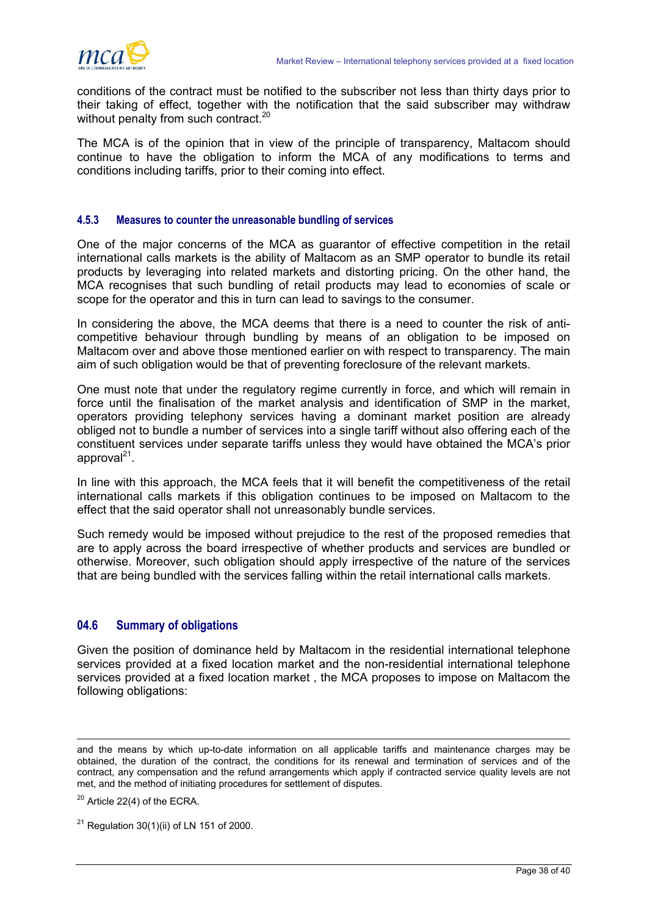conditions of the contract must be notified to the subscriber not less than thirty days prior to their taking of effect, together with the notification that the said subscriber may withdraw without penalty from such contract.[20]

The MCA is of the opinion that in view of the principle of transparency, Maltacom should continue to have the obligation to inform the MCA of any modifications to terms and conditions including tariffs, prior to their coming into effect.

### 4.5.3 Measures to counter the unreasonable bundling of services

One of the major concerns of the MCA as guarantor of effective competition in the retail international calls markets is the ability of Maltacom as an SMP operator to bundle its retail products by leveraging into related markets and distorting pricing. On the other hand, the MCA recognises that such bundling of retail products may lead to economies of scale or scope for the operator and this in turn can lead to savings to the consumer.

In considering the above, the MCA deems that there is a need to counter the risk of anti-competitive behaviour through bundling by means of an obligation to be imposed on Maltacom over and above those mentioned earlier on with respect to transparency. The main aim of such obligation would be that of preventing foreclosure of the relevant markets.

One must note that under the regulatory regime currently in force, and which will remain in force until the finalisation of the market analysis and identification of SMP in the market, operators providing telephony services having a dominant market position are already obliged not to bundle a number of services into a single tariff without also offering each of the constituent services under separate tariffs unless they would have obtained the MCA's prior approval[21].

In line with this approach, the MCA feels that it will benefit the competitiveness of the retail international calls markets if this obligation continues to be imposed on Maltacom to the effect that the said operator shall not unreasonably bundle services.

Such remedy would be imposed without prejudice to the rest of the proposed remedies that are to apply across the board irrespective of whether products and services are bundled or otherwise. Moreover, such obligation should apply irrespective of the nature of the services that are being bundled with the services falling within the retail international calls markets.

## 04.6 Summary of obligations

Given the position of dominance held by Maltacom in the residential international telephone services provided at a fixed location market and the non-residential international telephone services provided at a fixed location market , the MCA proposes to impose on Maltacom the following obligations:

---

and the means by which up-to-date information on all applicable tariffs and maintenance charges may be obtained, the duration of the contract, the conditions for its renewal and termination of services and of the contract, any compensation and the refund arrangements which apply if contracted service quality levels are not met, and the method of initiating procedures for settlement of disputes.

[20] Article 22(4) of the ECRA.

[21] Regulation 30(1)(ii) of LN 151 of 2000.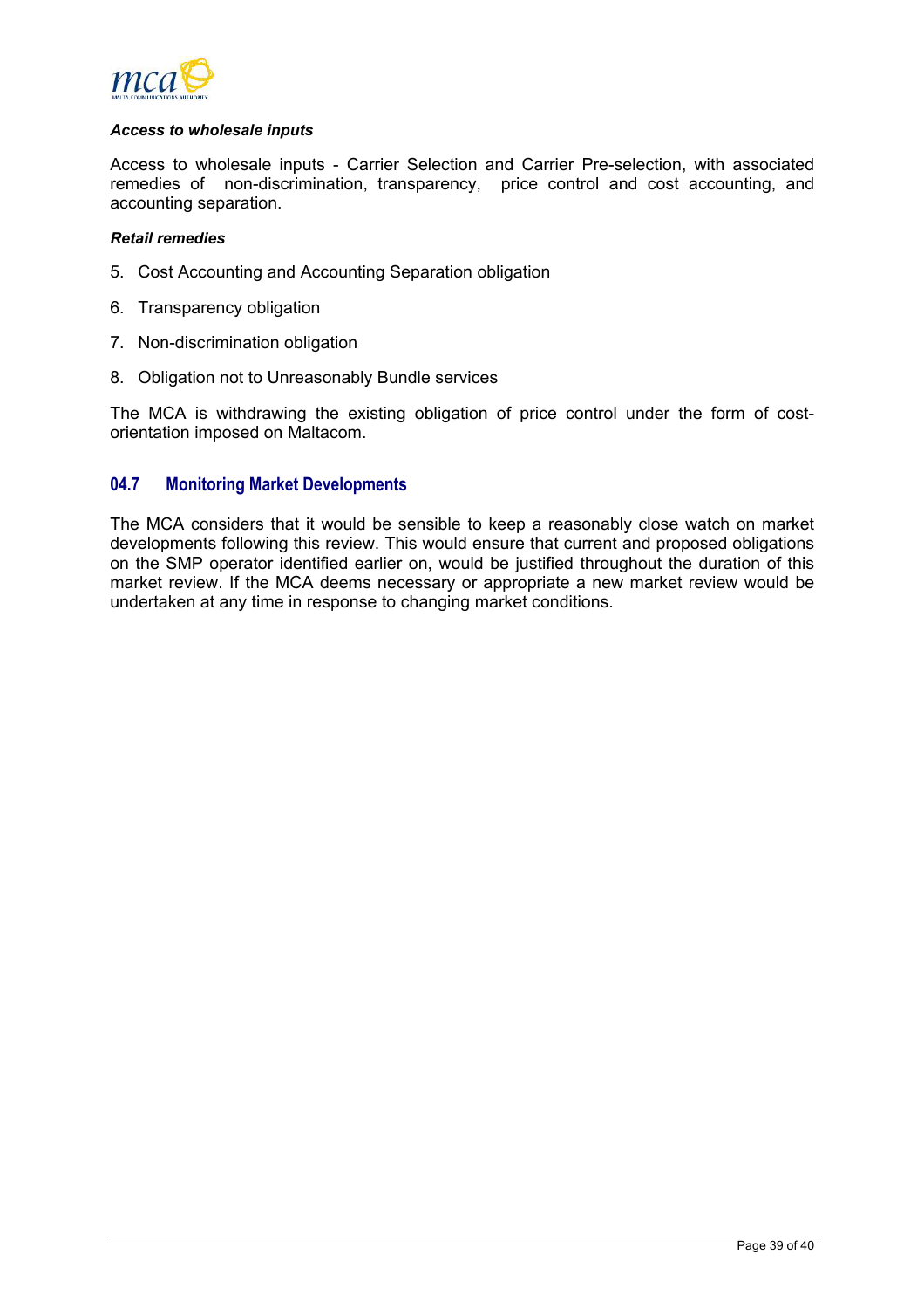***Access to wholesale inputs***

Access to wholesale inputs - Carrier Selection and Carrier Pre-selection, with associated remedies of non-discrimination, transparency, price control and cost accounting, and accounting separation.

***Retail remedies***

5. Cost Accounting and Accounting Separation obligation

6. Transparency obligation

7. Non-discrimination obligation

8. Obligation not to Unreasonably Bundle services

The MCA is withdrawing the existing obligation of price control under the form of cost-orientation imposed on Maltacom.

## 04.7 Monitoring Market Developments

The MCA considers that it would be sensible to keep a reasonably close watch on market developments following this review. This would ensure that current and proposed obligations on the SMP operator identified earlier on, would be justified throughout the duration of this market review. If the MCA deems necessary or appropriate a new market review would be undertaken at any time in response to changing market conditions.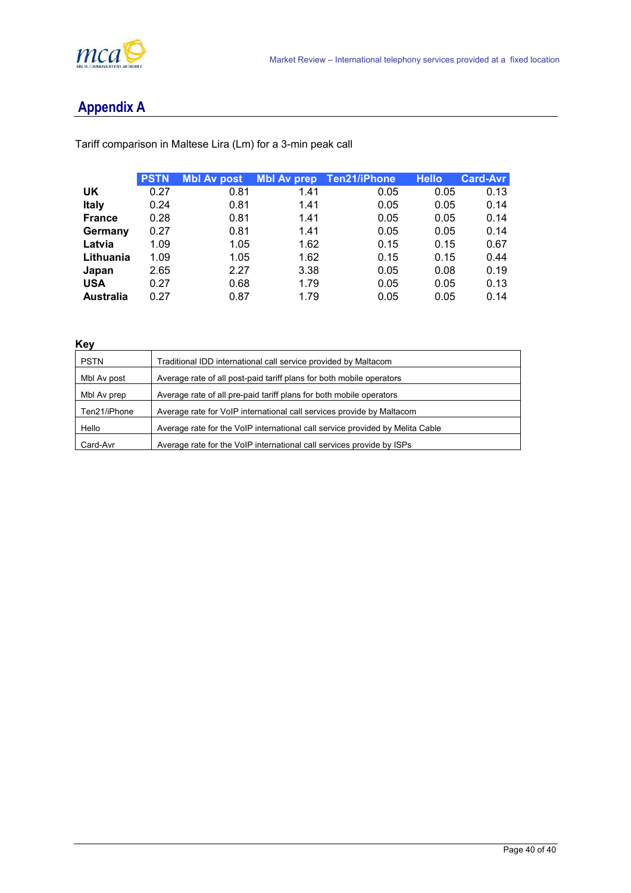## Appendix A

Tariff comparison in Maltese Lira (Lm) for a 3-min peak call

| | PSTN | Mbl Av post | Mbl Av prep | Ten21/iPhone | Hello | Card-Avr |
|---|---|---|---|---|---|---|
| **UK** | 0.27 | 0.81 | 1.41 | 0.05 | 0.05 | 0.13 |
| **Italy** | 0.24 | 0.81 | 1.41 | 0.05 | 0.05 | 0.14 |
| **France** | 0.28 | 0.81 | 1.41 | 0.05 | 0.05 | 0.14 |
| **Germany** | 0.27 | 0.81 | 1.41 | 0.05 | 0.05 | 0.14 |
| **Latvia** | 1.09 | 1.05 | 1.62 | 0.15 | 0.15 | 0.67 |
| **Lithuania** | 1.09 | 1.05 | 1.62 | 0.15 | 0.15 | 0.44 |
| **Japan** | 2.65 | 2.27 | 3.38 | 0.05 | 0.08 | 0.19 |
| **USA** | 0.27 | 0.68 | 1.79 | 0.05 | 0.05 | 0.13 |
| **Australia** | 0.27 | 0.87 | 1.79 | 0.05 | 0.05 | 0.14 |

**Key**

| | |
|---|---|
| PSTN | Traditional IDD international call service provided by Maltacom |
| Mbl Av post | Average rate of all post-paid tariff plans for both mobile operators |
| Mbl Av prep | Average rate of all pre-paid tariff plans for both mobile operators |
| Ten21/iPhone | Average rate for VoIP international call services provide by Maltacom |
| Hello | Average rate for the VoIP international call service provided by Melita Cable |
| Card-Avr | Average rate for the VoIP international call services provide by ISPs |